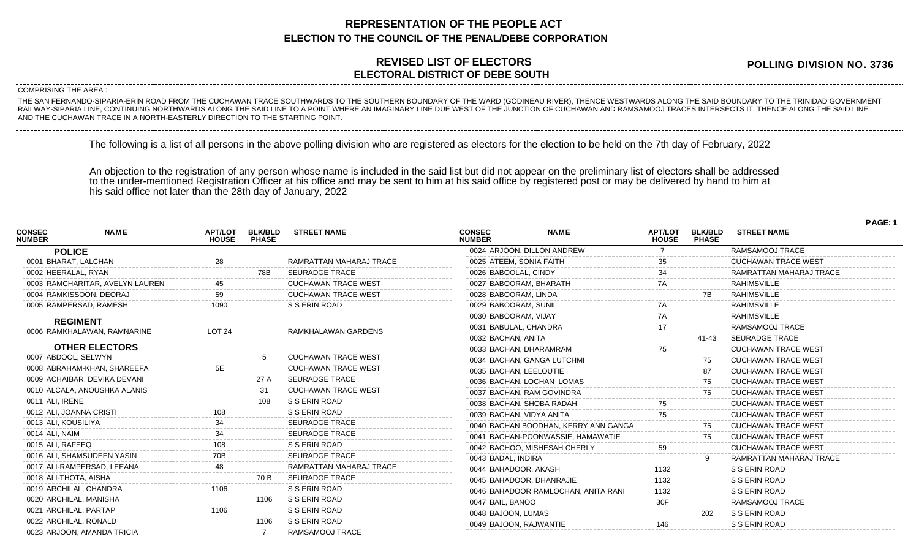# REPRESENTATION OF THE PEOPLE ACT

## ELECTION TO THE COUNCIL OF THE PENAL/DEBE CORPORATION

### REVISED LIST OF ELECTORS
### ELECTORAL DISTRICT OF DEBE SOUTH

**POLLING DIVISION NO. 3736**

COMPRISING THE AREA :

THE SAN FERNANDO-SIPARIA-ERIN ROAD FROM THE CUCHAWAN TRACE SOUTHWARDS TO THE SOUTHERN BOUNDARY OF THE WARD (GODINEAU RIVER), THENCE WESTWARDS ALONG THE SAID BOUNDARY TO THE TRINIDAD GOVERNMENT RAILWAY-SIPARIA LINE, CONTINUING NORTHWARDS ALONG THE SAID LINE TO A POINT WHERE AN IMAGINARY LINE DUE WEST OF THE JUNCTION OF CUCHAWAN AND RAMSAMOOJ TRACES INTERSECTS IT, THENCE ALONG THE SAID LINE AND THE CUCHAWAN TRACE IN A NORTH-EASTERLY DIRECTION TO THE STARTING POINT.

The following is a list of all persons in the above polling division who are registered as electors for the election to be held on the 7th day of February, 2022

An objection to the registration of any person whose name is included in the said list but did not appear on the preliminary list of electors shall be addressed to the under-mentioned Registration Officer at his office and may be sent to him at his said office by registered post or may be delivered by hand to him at his said office not later than the 28th day of January, 2022

| CONSEC NUMBER | NAME | APT/LOT HOUSE | BLK/BLD PHASE | STREET NAME |
|---|---|---|---|---|
| | **POLICE** | | | |
| 0001 | BHARAT, LALCHAN | 28 | | RAMRATTAN MAHARAJ TRACE |
| 0002 | HEERALAL, RYAN | | 78B | SEURADGE TRACE |
| 0003 | RAMCHARITAR, AVELYN LAUREN | 45 | | CUCHAWAN TRACE WEST |
| 0004 | RAMKISSOON, DEORAJ | 59 | | CUCHAWAN TRACE WEST |
| 0005 | RAMPERSAD, RAMESH | 1090 | | S S ERIN ROAD |
| | **REGIMENT** | | | |
| 0006 | RAMKHALAWAN, RAMNARINE | LOT 24 | | RAMKHALAWAN GARDENS |
| | **OTHER ELECTORS** | | | |
| 0007 | ABDOOL, SELWYN | | 5 | CUCHAWAN TRACE WEST |
| 0008 | ABRAHAM-KHAN, SHAREEFA | 5E | | CUCHAWAN TRACE WEST |
| 0009 | ACHAIBAR, DEVIKA DEVANI | | 27 A | SEURADGE TRACE |
| 0010 | ALCALA, ANOUSHKA ALANIS | | 31 | CUCHAWAN TRACE WEST |
| 0011 | ALI, IRENE | | 108 | S S ERIN ROAD |
| 0012 | ALI, JOANNA CRISTI | 108 | | S S ERIN ROAD |
| 0013 | ALI, KOUSILIYA | 34 | | SEURADGE TRACE |
| 0014 | ALI, NAIM | 34 | | SEURADGE TRACE |
| 0015 | ALI, RAFEEQ | 108 | | S S ERIN ROAD |
| 0016 | ALI, SHAMSUDEEN YASIN | 70B | | SEURADGE TRACE |
| 0017 | ALI-RAMPERSAD, LEEANA | 48 | | RAMRATTAN MAHARAJ TRACE |
| 0018 | ALI-THOTA, AISHA | | 70 B | SEURADGE TRACE |
| 0019 | ARCHILAL, CHANDRA | 1106 | | S S ERIN ROAD |
| 0020 | ARCHILAL, MANISHA | | 1106 | S S ERIN ROAD |
| 0021 | ARCHILAL, PARTAP | 1106 | | S S ERIN ROAD |
| 0022 | ARCHILAL, RONALD | | 1106 | S S ERIN ROAD |
| 0023 | ARJOON, AMANDA TRICIA | | 7 | RAMSAMOOJ TRACE |
| 0024 | ARJOON, DILLON ANDREW | 7 | | RAMSAMOOJ TRACE |
| 0025 | ATEEM, SONIA FAITH | 35 | | CUCHAWAN TRACE WEST |
| 0026 | BABOOLAL, CINDY | 34 | | RAMRATTAN MAHARAJ TRACE |
| 0027 | BABOORAM, BHARATH | 7A | | RAHIMSVILLE |
| 0028 | BABOORAM, LINDA | | 7B | RAHIMSVILLE |
| 0029 | BABOORAM, SUNIL | 7A | | RAHIMSVILLE |
| 0030 | BABOORAM, VIJAY | 7A | | RAHIMSVILLE |
| 0031 | BABULAL, CHANDRA | 17 | | RAMSAMOOJ TRACE |
| 0032 | BACHAN, ANITA | | 41-43 | SEURADGE TRACE |
| 0033 | BACHAN, DHARAMRAM | 75 | | CUCHAWAN TRACE WEST |
| 0034 | BACHAN, GANGA LUTCHMI | | 75 | CUCHAWAN TRACE WEST |
| 0035 | BACHAN, LEELOUTIE | | 87 | CUCHAWAN TRACE WEST |
| 0036 | BACHAN, LOCHAN LOMAS | | 75 | CUCHAWAN TRACE WEST |
| 0037 | BACHAN, RAM GOVINDRA | | 75 | CUCHAWAN TRACE WEST |
| 0038 | BACHAN, SHOBA RADAH | 75 | | CUCHAWAN TRACE WEST |
| 0039 | BACHAN, VIDYA ANITA | 75 | | CUCHAWAN TRACE WEST |
| 0040 | BACHAN BOODHAN, KERRY ANN GANGA | | 75 | CUCHAWAN TRACE WEST |
| 0041 | BACHAN-POONWASSIE, HAMAWATIE | | 75 | CUCHAWAN TRACE WEST |
| 0042 | BACHOO, MISHESAH CHERLY | 59 | | CUCHAWAN TRACE WEST |
| 0043 | BADAL, INDIRA | | 9 | RAMRATTAN MAHARAJ TRACE |
| 0044 | BAHADOOR, AKASH | 1132 | | S S ERIN ROAD |
| 0045 | BAHADOOR, DHANRAJIE | 1132 | | S S ERIN ROAD |
| 0046 | BAHADOOR RAMLOCHAN, ANITA RANI | 1132 | | S S ERIN ROAD |
| 0047 | BAIL, BANOO | 30F | | RAMSAMOOJ TRACE |
| 0048 | BAJOON, LUMAS | | 202 | S S ERIN ROAD |
| 0049 | BAJOON, RAJWANTIE | 146 | | S S ERIN ROAD |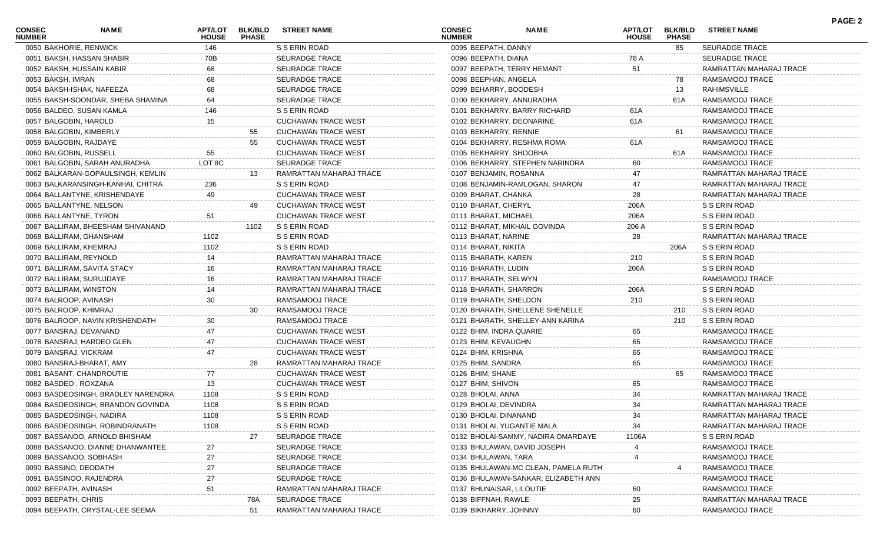| CONSEC NUMBER | NAME | APT/LOT HOUSE | BLK/BLD PHASE | STREET NAME |
|---|---|---|---|---|
| 0050 | BAKHORIE, RENWICK | 146 | | S S ERIN ROAD |
| 0051 | BAKSH, HASSAN SHABIR | 70B | | SEURADGE TRACE |
| 0052 | BAKSH, HUSSAIN KABIR | 68 | | SEURADGE TRACE |
| 0053 | BAKSH, IMRAN | 68 | | SEURADGE TRACE |
| 0054 | BAKSH-ISHAK, NAFEEZA | 68 | | SEURADGE TRACE |
| 0055 | BAKSH-SOONDAR, SHEBA SHAMINA | 64 | | SEURADGE TRACE |
| 0056 | BALDEO, SUSAN KAMLA | 146 | | S S ERIN ROAD |
| 0057 | BALGOBIN, HAROLD | 15 | | CUCHAWAN TRACE WEST |
| 0058 | BALGOBIN, KIMBERLY | | 55 | CUCHAWAN TRACE WEST |
| 0059 | BALGOBIN, RAJDAYE | | 55 | CUCHAWAN TRACE WEST |
| 0060 | BALGOBIN, RUSSELL | 55 | | CUCHAWAN TRACE WEST |
| 0061 | BALGOBIN, SARAH ANURADHA | LOT 8C | | SEURADGE TRACE |
| 0062 | BALKARAN-GOPAULSINGH, KEMLIN | | 13 | RAMRATTAN MAHARAJ TRACE |
| 0063 | BALKARANSINGH-KANHAI, CHITRA | 236 | | S S ERIN ROAD |
| 0064 | BALLANTYNE, KRISHENDAYE | 49 | | CUCHAWAN TRACE WEST |
| 0065 | BALLANTYNE, NELSON | | 49 | CUCHAWAN TRACE WEST |
| 0066 | BALLANTYNE, TYRON | 51 | | CUCHAWAN TRACE WEST |
| 0067 | BALLIRAM, BHEESHAM SHIVANAND | | 1102 | S S ERIN ROAD |
| 0068 | BALLIRAM, GHANSHAM | 1102 | | S S ERIN ROAD |
| 0069 | BALLIRAM, KHEMRAJ | 1102 | | S S ERIN ROAD |
| 0070 | BALLIRAM, REYNOLD | 14 | | RAMRATTAN MAHARAJ TRACE |
| 0071 | BALLIRAM, SAVITA STACY | 16 | | RAMRATTAN MAHARAJ TRACE |
| 0072 | BALLIRAM, SURUJDAYE | 16 | | RAMRATTAN MAHARAJ TRACE |
| 0073 | BALLIRAM, WINSTON | 14 | | RAMRATTAN MAHARAJ TRACE |
| 0074 | BALROOP, AVINASH | 30 | | RAMSAMOOJ TRACE |
| 0075 | BALROOP, KHIMRAJ | | 30 | RAMSAMOOJ TRACE |
| 0076 | BALROOP, NAVIN KRISHENDATH | 30 | | RAMSAMOOJ TRACE |
| 0077 | BANSRAJ, DEVANAND | 47 | | CUCHAWAN TRACE WEST |
| 0078 | BANSRAJ, HARDEO GLEN | 47 | | CUCHAWAN TRACE WEST |
| 0079 | BANSRAJ, VICKRAM | 47 | | CUCHAWAN TRACE WEST |
| 0080 | BANSRAJ-BHARAT, AMY | | 28 | RAMRATTAN MAHARAJ TRACE |
| 0081 | BASANT, CHANDROUTIE | 77 | | CUCHAWAN TRACE WEST |
| 0082 | BASDEO , ROXZANA | 13 | | CUCHAWAN TRACE WEST |
| 0083 | BASDEOSINGH, BRADLEY NARENDRA | 1108 | | S S ERIN ROAD |
| 0084 | BASDEOSINGH, BRANDON GOVINDA | 1108 | | S S ERIN ROAD |
| 0085 | BASDEOSINGH, NADIRA | 1108 | | S S ERIN ROAD |
| 0086 | BASDEOSINGH, ROBINDRANATH | 1108 | | S S ERIN ROAD |
| 0087 | BASSANOO, ARNOLD BHISHAM | | 27 | SEURADGE TRACE |
| 0088 | BASSANOO, DIANNE DHANWANTEE | 27 | | SEURADGE TRACE |
| 0089 | BASSANOO, SOBHASH | 27 | | SEURADGE TRACE |
| 0090 | BASSINO, DEODATH | 27 | | SEURADGE TRACE |
| 0091 | BASSINOO, RAJENDRA | 27 | | SEURADGE TRACE |
| 0092 | BEEPATH, AVINASH | 51 | | RAMRATTAN MAHARAJ TRACE |
| 0093 | BEEPATH, CHRIS | | 78A | SEURADGE TRACE |
| 0094 | BEEPATH, CRYSTAL-LEE SEEMA | | 51 | RAMRATTAN MAHARAJ TRACE |
| 0095 | BEEPATH, DANNY | | 85 | SEURADGE TRACE |
| 0096 | BEEPATH, DIANA | 78 A | | SEURADGE TRACE |
| 0097 | BEEPATH, TERRY HEMANT | 51 | | RAMRATTAN MAHARAJ TRACE |
| 0098 | BEEPHAN, ANGELA | | 78 | RAMSAMOOJ TRACE |
| 0099 | BEHARRY, BOODESH | | 13 | RAHIMSVILLE |
| 0100 | BEKHARRY, ANNURADHA | | 61A | RAMSAMOOJ TRACE |
| 0101 | BEKHARRY, BARRY RICHARD | 61A | | RAMSAMOOJ TRACE |
| 0102 | BEKHARRY, DEONARINE | 61A | | RAMSAMOOJ TRACE |
| 0103 | BEKHARRY, RENNIE | | 61 | RAMSAMOOJ TRACE |
| 0104 | BEKHARRY, RESHMA ROMA | 61A | | RAMSAMOOJ TRACE |
| 0105 | BEKHARRY, SHOOBHA | | 61A | RAMSAMOOJ TRACE |
| 0106 | BEKHARRY, STEPHEN NARINDRA | 60 | | RAMSAMOOJ TRACE |
| 0107 | BENJAMIN, ROSANNA | 47 | | RAMRATTAN MAHARAJ TRACE |
| 0108 | BENJAMIN-RAMLOGAN, SHARON | 47 | | RAMRATTAN MAHARAJ TRACE |
| 0109 | BHARAT, CHANKA | 28 | | RAMRATTAN MAHARAJ TRACE |
| 0110 | BHARAT, CHERYL | 206A | | S S ERIN ROAD |
| 0111 | BHARAT, MICHAEL | 206A | | S S ERIN ROAD |
| 0112 | BHARAT, MIKHAIL GOVINDA | 206 A | | S S ERIN ROAD |
| 0113 | BHARAT, NARINE | 28 | | RAMRATTAN MAHARAJ TRACE |
| 0114 | BHARAT, NIKITA | | 206A | S S ERIN ROAD |
| 0115 | BHARATH, KAREN | 210 | | S S ERIN ROAD |
| 0116 | BHARATH, LUDIN | 206A | | S S ERIN ROAD |
| 0117 | BHARATH, SELWYN | | | RAMSAMOOJ TRACE |
| 0118 | BHARATH, SHARRON | 206A | | S S ERIN ROAD |
| 0119 | BHARATH, SHELDON | 210 | | S S ERIN ROAD |
| 0120 | BHARATH, SHELLENE SHENELLE | | 210 | S S ERIN ROAD |
| 0121 | BHARATH, SHELLEY-ANN KARINA | | 210 | S S ERIN ROAD |
| 0122 | BHIM, INDRA QUARIE | 65 | | RAMSAMOOJ TRACE |
| 0123 | BHIM, KEVAUGHN | 65 | | RAMSAMOOJ TRACE |
| 0124 | BHIM, KRISHNA | 65 | | RAMSAMOOJ TRACE |
| 0125 | BHIM, SANDRA | 65 | | RAMSAMOOJ TRACE |
| 0126 | BHIM, SHANE | | 65 | RAMSAMOOJ TRACE |
| 0127 | BHIM, SHIVON | 65 | | RAMSAMOOJ TRACE |
| 0128 | BHOLAI, ANNA | 34 | | RAMRATTAN MAHARAJ TRACE |
| 0129 | BHOLAI, DEVINDRA | 34 | | RAMRATTAN MAHARAJ TRACE |
| 0130 | BHOLAI, DINANAND | 34 | | RAMRATTAN MAHARAJ TRACE |
| 0131 | BHOLAI, YUGANTIE MALA | 34 | | RAMRATTAN MAHARAJ TRACE |
| 0132 | BHOLAI-SAMMY, NADIRA OMARDAYE | 1106A | | S S ERIN ROAD |
| 0133 | BHULAWAN, DAVID JOSEPH | 4 | | RAMSAMOOJ TRACE |
| 0134 | BHULAWAN, TARA | 4 | | RAMSAMOOJ TRACE |
| 0135 | BHULAWAN-MC CLEAN, PAMELA RUTH | | 4 | RAMSAMOOJ TRACE |
| 0136 | BHULAWAN-SANKAR, ELIZABETH ANN | | | RAMSAMOOJ TRACE |
| 0137 | BHUNAISAR, LILOUTIE | 60 | | RAMSAMOOJ TRACE |
| 0138 | BIFFNAH, RAWLE | 25 | | RAMRATTAN MAHARAJ TRACE |
| 0139 | BIKHARRY, JOHNNY | 60 | | RAMSAMOOJ TRACE |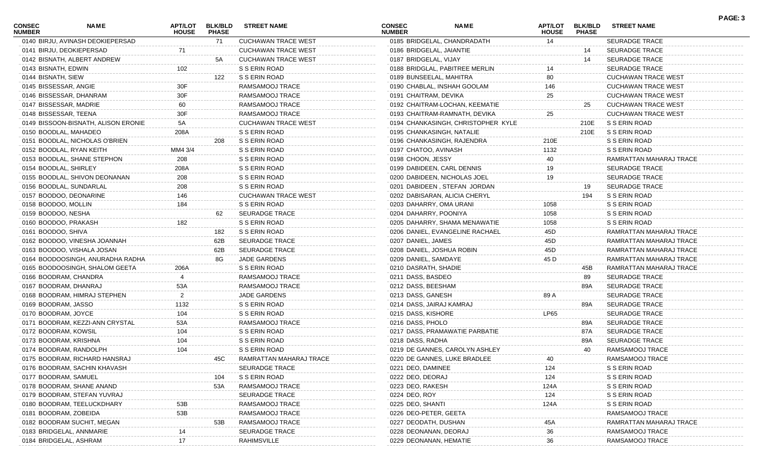| CONSEC NUMBER | NAME | APT/LOT HOUSE | BLK/BLD PHASE | STREET NAME |
|---|---|---|---|---|
| 0140 | BIRJU, AVINASH DEOKIEPERSAD | | 71 | CUCHAWAN TRACE WEST |
| 0141 | BIRJU, DEOKIEPERSAD | 71 | | CUCHAWAN TRACE WEST |
| 0142 | BISNATH, ALBERT ANDREW | | 5A | CUCHAWAN TRACE WEST |
| 0143 | BISNATH, EDWIN | 102 | | S S ERIN ROAD |
| 0144 | BISNATH, SIEW | | 122 | S S ERIN ROAD |
| 0145 | BISSESSAR, ANGIE | 30F | | RAMSAMOOJ TRACE |
| 0146 | BISSESSAR, DHANRAM | 30F | | RAMSAMOOJ TRACE |
| 0147 | BISSESSAR, MADRIE | 60 | | RAMSAMOOJ TRACE |
| 0148 | BISSESSAR, TEENA | 30F | | RAMSAMOOJ TRACE |
| 0149 | BISSOON-BISNATH, ALISON ERONIE | 5A | | CUCHAWAN TRACE WEST |
| 0150 | BOODLAL, MAHADEO | 208A | | S S ERIN ROAD |
| 0151 | BOODLAL, NICHOLAS O'BRIEN | | 208 | S S ERIN ROAD |
| 0152 | BOODLAL, RYAN KEITH | MM4 3/4 | | S S ERIN ROAD |
| 0153 | BOODLAL, SHANE STEPHON | 208 | | S S ERIN ROAD |
| 0154 | BOODLAL, SHIRLEY | 208A | | S S ERIN ROAD |
| 0155 | BOODLAL, SHIVON DEONANAN | 208 | | S S ERIN ROAD |
| 0156 | BOODLAL, SUNDARLAL | 208 | | S S ERIN ROAD |
| 0157 | BOODOO, DEONARINE | 146 | | CUCHAWAN TRACE WEST |
| 0158 | BOODOO, MOLLIN | 184 | | S S ERIN ROAD |
| 0159 | BOODOO, NESHA | | 62 | SEURADGE TRACE |
| 0160 | BOODOO, PRAKASH | 182 | | S S ERIN ROAD |
| 0161 | BOODOO, SHIVA | | 182 | S S ERIN ROAD |
| 0162 | BOODOO, VINESHA JOANNAH | | 62B | SEURADGE TRACE |
| 0163 | BOODOO, VISHALA JOSAN | | 62B | SEURADGE TRACE |
| 0164 | BOODOOSINGH, ANURADHA RADHA | | 8G | JADE GARDENS |
| 0165 | BOODOOSINGH, SHALOM GEETA | 206A | | S S ERIN ROAD |
| 0166 | BOODRAM, CHANDRA | 4 | | RAMSAMOOJ TRACE |
| 0167 | BOODRAM, DHANRAJ | 53A | | RAMSAMOOJ TRACE |
| 0168 | BOODRAM, HIMRAJ STEPHEN | 2 | | JADE GARDENS |
| 0169 | BOODRAM, JASSO | 1132 | | S S ERIN ROAD |
| 0170 | BOODRAM, JOYCE | 104 | | S S ERIN ROAD |
| 0171 | BOODRAM, KEZZI-ANN CRYSTAL | 53A | | RAMSAMOOJ TRACE |
| 0172 | BOODRAM, KOWSIL | 104 | | S S ERIN ROAD |
| 0173 | BOODRAM, KRISHNA | 104 | | S S ERIN ROAD |
| 0174 | BOODRAM, RANDOLPH | 104 | | S S ERIN ROAD |
| 0175 | BOODRAM, RICHARD HANSRAJ | | 45C | RAMRATTAN MAHARAJ TRACE |
| 0176 | BOODRAM, SACHIN KHAVASH | | | SEURADGE TRACE |
| 0177 | BOODRAM, SAMUEL | | 104 | S S ERIN ROAD |
| 0178 | BOODRAM, SHANE ANAND | | 53A | RAMSAMOOJ TRACE |
| 0179 | BOODRAM, STEFAN YUVRAJ | | | SEURADGE TRACE |
| 0180 | BOODRAM, TEELUCKDHARY | 53B | | RAMSAMOOJ TRACE |
| 0181 | BOODRAM, ZOBEIDA | 53B | | RAMSAMOOJ TRACE |
| 0182 | BOODRAM SUCHIT, MEGAN | | 53B | RAMSAMOOJ TRACE |
| 0183 | BRIDGELAL, ANNMARIE | 14 | | SEURADGE TRACE |
| 0184 | BRIDGELAL, ASHRAM | 17 | | RAHIMSVILLE |
| 0185 | BRIDGELAL, CHANDRADATH | 14 | | SEURADGE TRACE |
| 0186 | BRIDGELAL, JAIANTIE | | 14 | SEURADGE TRACE |
| 0187 | BRIDGELAL, VIJAY | | 14 | SEURADGE TRACE |
| 0188 | BRIDGLAL, PABITREE MERLIN | 14 | | SEURADGE TRACE |
| 0189 | BUNSEELAL, MAHITRA | 80 | | CUCHAWAN TRACE WEST |
| 0190 | CHABLAL, INSHAH GOOLAM | 146 | | CUCHAWAN TRACE WEST |
| 0191 | CHAITRAM, DEVIKA | 25 | | CUCHAWAN TRACE WEST |
| 0192 | CHAITRAM-LOCHAN, KEEMATIE | | 25 | CUCHAWAN TRACE WEST |
| 0193 | CHAITRAM-RAMNATH, DEVIKA | 25 | | CUCHAWAN TRACE WEST |
| 0194 | CHANKASINGH, CHRISTOPHER KYLE | | 210E | S S ERIN ROAD |
| 0195 | CHANKASINGH, NATALIE | | 210E | S S ERIN ROAD |
| 0196 | CHANKASINGH, RAJENDRA | 210E | | S S ERIN ROAD |
| 0197 | CHATOO, AVINASH | 1132 | | S S ERIN ROAD |
| 0198 | CHOON, JESSY | 40 | | RAMRATTAN MAHARAJ TRACE |
| 0199 | DABIDEEN, CARL DENNIS | 19 | | SEURADGE TRACE |
| 0200 | DABIDEEN, NICHOLAS JOEL | 19 | | SEURADGE TRACE |
| 0201 | DABIDEEN , STEFAN JORDAN | | 19 | SEURADGE TRACE |
| 0202 | DABISARAN, ALICIA CHERYL | | 194 | S S ERIN ROAD |
| 0203 | DAHARRY, OMA URANI | 1058 | | S S ERIN ROAD |
| 0204 | DAHARRY, POONIYA | 1058 | | S S ERIN ROAD |
| 0205 | DAHARRY, SHAMA MENAWATIE | 1058 | | S S ERIN ROAD |
| 0206 | DANIEL, EVANGELINE RACHAEL | 45D | | RAMRATTAN MAHARAJ TRACE |
| 0207 | DANIEL, JAMES | 45D | | RAMRATTAN MAHARAJ TRACE |
| 0208 | DANIEL, JOSHUA ROBIN | 45D | | RAMRATTAN MAHARAJ TRACE |
| 0209 | DANIEL, SAMDAYE | 45 D | | RAMRATTAN MAHARAJ TRACE |
| 0210 | DASRATH, SHADIE | | 45B | RAMRATTAN MAHARAJ TRACE |
| 0211 | DASS, BASDEO | | 89 | SEURADGE TRACE |
| 0212 | DASS, BEESHAM | | 89A | SEURADGE TRACE |
| 0213 | DASS, GANESH | 89 A | | SEURADGE TRACE |
| 0214 | DASS, JAIRAJ KAMRAJ | | 89A | SEURADGE TRACE |
| 0215 | DASS, KISHORE | LP65 | | SEURADGE TRACE |
| 0216 | DASS, PHOLO | | 89A | SEURADGE TRACE |
| 0217 | DASS, PRAMAWATIE PARBATIE | | 87A | SEURADGE TRACE |
| 0218 | DASS, RADHA | | 89A | SEURADGE TRACE |
| 0219 | DE GANNES, CAROLYN ASHLEY | | 40 | RAMSAMOOJ TRACE |
| 0220 | DE GANNES, LUKE BRADLEE | 40 | | RAMSAMOOJ TRACE |
| 0221 | DEO, DAMINEE | 124 | | S S ERIN ROAD |
| 0222 | DEO, DEORAJ | 124 | | S S ERIN ROAD |
| 0223 | DEO, RAKESH | 124A | | S S ERIN ROAD |
| 0224 | DEO, ROY | 124 | | S S ERIN ROAD |
| 0225 | DEO, SHANTI | 124A | | S S ERIN ROAD |
| 0226 | DEO-PETER, GEETA | | | RAMSAMOOJ TRACE |
| 0227 | DEODATH, DUSHAN | 45A | | RAMRATTAN MAHARAJ TRACE |
| 0228 | DEONANAN, DEORAJ | 36 | | RAMSAMOOJ TRACE |
| 0229 | DEONANAN, HEMATIE | 36 | | RAMSAMOOJ TRACE |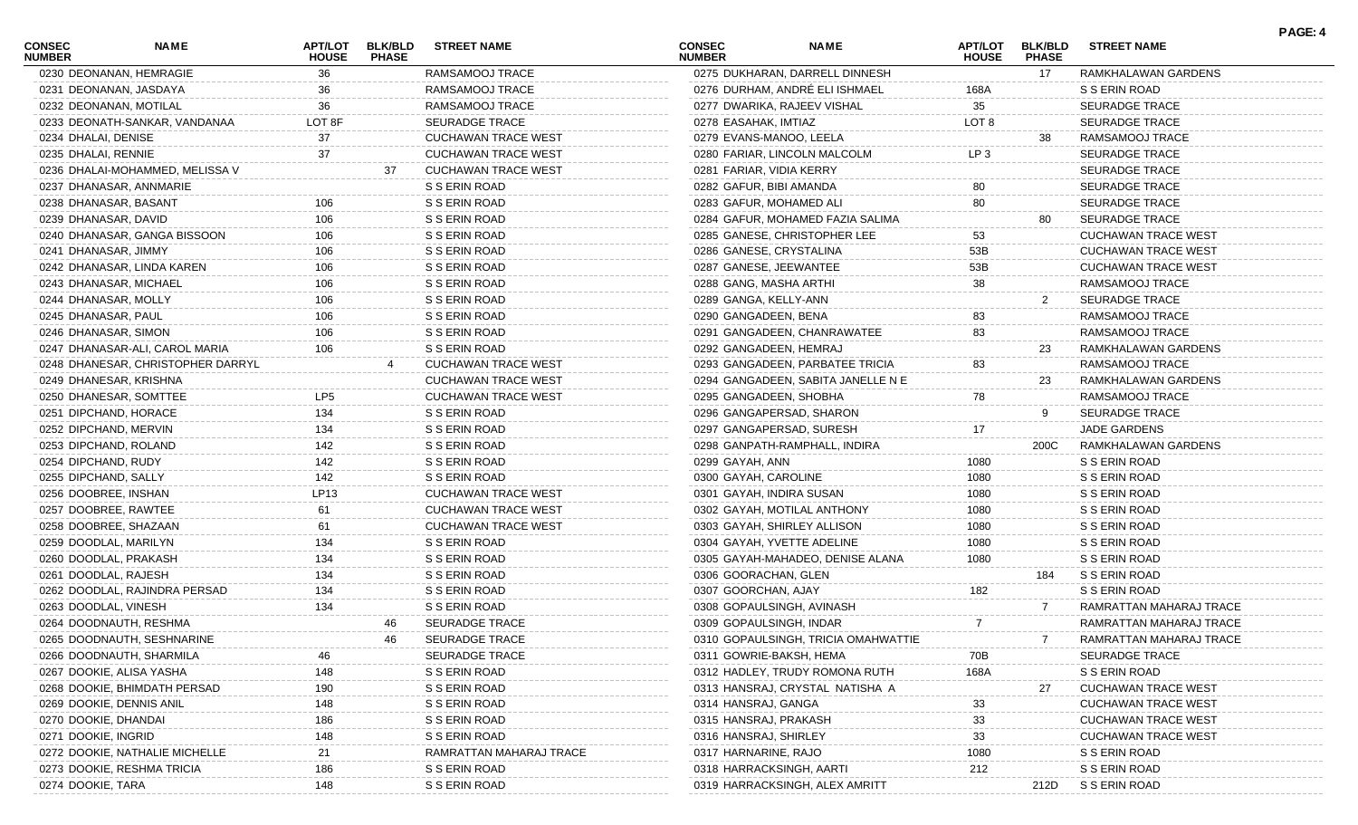| CONSEC NUMBER | NAME | APT/LOT HOUSE | BLK/BLD PHASE | STREET NAME |
|---|---|---|---|---|
| 0230 | DEONANAN, HEMRAGIE | 36 | | RAMSAMOOJ TRACE |
| 0231 | DEONANAN, JASDAYA | 36 | | RAMSAMOOJ TRACE |
| 0232 | DEONANAN, MOTILAL | 36 | | RAMSAMOOJ TRACE |
| 0233 | DEONATH-SANKAR, VANDANAA | LOT 8F | | SEURADGE TRACE |
| 0234 | DHALAI, DENISE | 37 | | CUCHAWAN TRACE WEST |
| 0235 | DHALAI, RENNIE | 37 | | CUCHAWAN TRACE WEST |
| 0236 | DHALAI-MOHAMMED, MELISSA V | | 37 | CUCHAWAN TRACE WEST |
| 0237 | DHANASAR, ANNMARIE | | | S S ERIN ROAD |
| 0238 | DHANASAR, BASANT | 106 | | S S ERIN ROAD |
| 0239 | DHANASAR, DAVID | 106 | | S S ERIN ROAD |
| 0240 | DHANASAR, GANGA BISSOON | 106 | | S S ERIN ROAD |
| 0241 | DHANASAR, JIMMY | 106 | | S S ERIN ROAD |
| 0242 | DHANASAR, LINDA KAREN | 106 | | S S ERIN ROAD |
| 0243 | DHANASAR, MICHAEL | 106 | | S S ERIN ROAD |
| 0244 | DHANASAR, MOLLY | 106 | | S S ERIN ROAD |
| 0245 | DHANASAR, PAUL | 106 | | S S ERIN ROAD |
| 0246 | DHANASAR, SIMON | 106 | | S S ERIN ROAD |
| 0247 | DHANASAR-ALI, CAROL MARIA | 106 | | S S ERIN ROAD |
| 0248 | DHANESAR, CHRISTOPHER DARRYL | | 4 | CUCHAWAN TRACE WEST |
| 0249 | DHANESAR, KRISHNA | | | CUCHAWAN TRACE WEST |
| 0250 | DHANESAR, SOMTTEE | LP5 | | CUCHAWAN TRACE WEST |
| 0251 | DIPCHAND, HORACE | 134 | | S S ERIN ROAD |
| 0252 | DIPCHAND, MERVIN | 134 | | S S ERIN ROAD |
| 0253 | DIPCHAND, ROLAND | 142 | | S S ERIN ROAD |
| 0254 | DIPCHAND, RUDY | 142 | | S S ERIN ROAD |
| 0255 | DIPCHAND, SALLY | 142 | | S S ERIN ROAD |
| 0256 | DOOBREE, INSHAN | LP13 | | CUCHAWAN TRACE WEST |
| 0257 | DOOBREE, RAWTEE | 61 | | CUCHAWAN TRACE WEST |
| 0258 | DOOBREE, SHAZAAN | 61 | | CUCHAWAN TRACE WEST |
| 0259 | DOODLAL, MARILYN | 134 | | S S ERIN ROAD |
| 0260 | DOODLAL, PRAKASH | 134 | | S S ERIN ROAD |
| 0261 | DOODLAL, RAJESH | 134 | | S S ERIN ROAD |
| 0262 | DOODLAL, RAJINDRA PERSAD | 134 | | S S ERIN ROAD |
| 0263 | DOODLAL, VINESH | 134 | | S S ERIN ROAD |
| 0264 | DOODNAUTH, RESHMA | | 46 | SEURADGE TRACE |
| 0265 | DOODNAUTH, SESHNARINE | | 46 | SEURADGE TRACE |
| 0266 | DOODNAUTH, SHARMILA | 46 | | SEURADGE TRACE |
| 0267 | DOOKIE, ALISA YASHA | 148 | | S S ERIN ROAD |
| 0268 | DOOKIE, BHIMDATH PERSAD | 190 | | S S ERIN ROAD |
| 0269 | DOOKIE, DENNIS ANIL | 148 | | S S ERIN ROAD |
| 0270 | DOOKIE, DHANDAI | 186 | | S S ERIN ROAD |
| 0271 | DOOKIE, INGRID | 148 | | S S ERIN ROAD |
| 0272 | DOOKIE, NATHALIE MICHELLE | 21 | | RAMRATTAN MAHARAJ TRACE |
| 0273 | DOOKIE, RESHMA TRICIA | 186 | | S S ERIN ROAD |
| 0274 | DOOKIE, TARA | 148 | | S S ERIN ROAD |
| 0275 | DUKHARAN, DARRELL DINNESH | | 17 | RAMKHALAWAN GARDENS |
| 0276 | DURHAM, ANDRÉ ELI ISHMAEL | 168A | | S S ERIN ROAD |
| 0277 | DWARIKA, RAJEEV VISHAL | 35 | | SEURADGE TRACE |
| 0278 | EASAHAK, IMTIAZ | LOT 8 | | SEURADGE TRACE |
| 0279 | EVANS-MANOO, LEELA | | 38 | RAMSAMOOJ TRACE |
| 0280 | FARIAR, LINCOLN MALCOLM | LP 3 | | SEURADGE TRACE |
| 0281 | FARIAR, VIDIA KERRY | | | SEURADGE TRACE |
| 0282 | GAFUR, BIBI AMANDA | 80 | | SEURADGE TRACE |
| 0283 | GAFUR, MOHAMED ALI | 80 | | SEURADGE TRACE |
| 0284 | GAFUR, MOHAMED FAZIA SALIMA | | 80 | SEURADGE TRACE |
| 0285 | GANESE, CHRISTOPHER LEE | 53 | | CUCHAWAN TRACE WEST |
| 0286 | GANESE, CRYSTALINA | 53B | | CUCHAWAN TRACE WEST |
| 0287 | GANESE, JEEWANTEE | 53B | | CUCHAWAN TRACE WEST |
| 0288 | GANG, MASHA ARTHI | 38 | | RAMSAMOOJ TRACE |
| 0289 | GANGA, KELLY-ANN | | 2 | SEURADGE TRACE |
| 0290 | GANGADEEN, BENA | 83 | | RAMSAMOOJ TRACE |
| 0291 | GANGADEEN, CHANRAWATEE | 83 | | RAMSAMOOJ TRACE |
| 0292 | GANGADEEN, HEMRAJ | | 23 | RAMKHALAWAN GARDENS |
| 0293 | GANGADEEN, PARBATEE TRICIA | 83 | | RAMSAMOOJ TRACE |
| 0294 | GANGADEEN, SABITA JANELLE N E | | 23 | RAMKHALAWAN GARDENS |
| 0295 | GANGADEEN, SHOBHA | 78 | | RAMSAMOOJ TRACE |
| 0296 | GANGAPERSAD, SHARON | | 9 | SEURADGE TRACE |
| 0297 | GANGAPERSAD, SURESH | 17 | | JADE GARDENS |
| 0298 | GANPATH-RAMPHALL, INDIRA | | 200C | RAMKHALAWAN GARDENS |
| 0299 | GAYAH, ANN | 1080 | | S S ERIN ROAD |
| 0300 | GAYAH, CAROLINE | 1080 | | S S ERIN ROAD |
| 0301 | GAYAH, INDIRA SUSAN | 1080 | | S S ERIN ROAD |
| 0302 | GAYAH, MOTILAL ANTHONY | 1080 | | S S ERIN ROAD |
| 0303 | GAYAH, SHIRLEY ALLISON | 1080 | | S S ERIN ROAD |
| 0304 | GAYAH, YVETTE ADELINE | 1080 | | S S ERIN ROAD |
| 0305 | GAYAH-MAHADEO, DENISE ALANA | 1080 | | S S ERIN ROAD |
| 0306 | GOORACHAN, GLEN | | 184 | S S ERIN ROAD |
| 0307 | GOORCHAN, AJAY | 182 | | S S ERIN ROAD |
| 0308 | GOPAULSINGH, AVINASH | | 7 | RAMRATTAN MAHARAJ TRACE |
| 0309 | GOPAULSINGH, INDAR | 7 | | RAMRATTAN MAHARAJ TRACE |
| 0310 | GOPAULSINGH, TRICIA OMAHWATTIE | | 7 | RAMRATTAN MAHARAJ TRACE |
| 0311 | GOWRIE-BAKSH, HEMA | 70B | | SEURADGE TRACE |
| 0312 | HADLEY, TRUDY ROMONA RUTH | 168A | | S S ERIN ROAD |
| 0313 | HANSRAJ, CRYSTAL NATISHA A | | 27 | CUCHAWAN TRACE WEST |
| 0314 | HANSRAJ, GANGA | 33 | | CUCHAWAN TRACE WEST |
| 0315 | HANSRAJ, PRAKASH | 33 | | CUCHAWAN TRACE WEST |
| 0316 | HANSRAJ, SHIRLEY | 33 | | CUCHAWAN TRACE WEST |
| 0317 | HARNARINE, RAJO | 1080 | | S S ERIN ROAD |
| 0318 | HARRACKSINGH, AARTI | 212 | | S S ERIN ROAD |
| 0319 | HARRACKSINGH, ALEX AMRITT | | 212D | S S ERIN ROAD |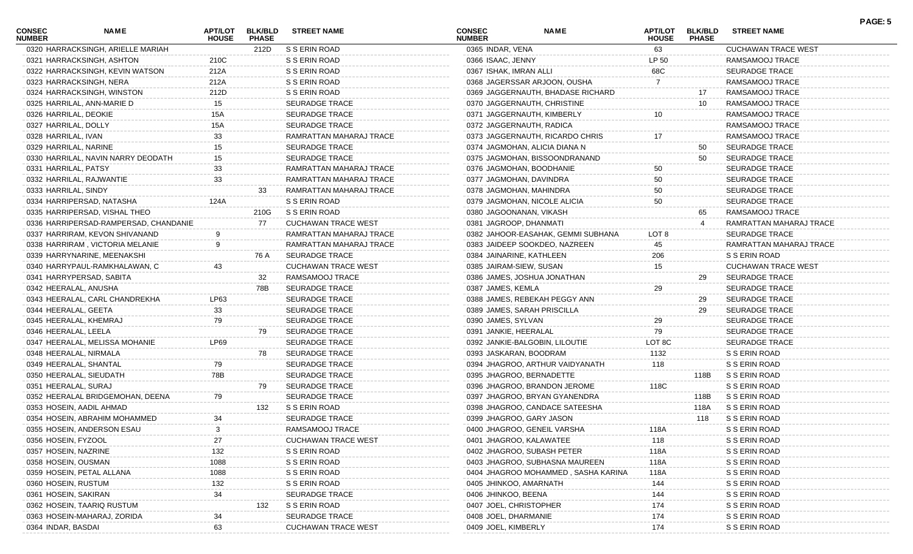| CONSEC NUMBER | NAME | APT/LOT HOUSE | BLK/BLD PHASE | STREET NAME |
|---|---|---|---|---|
| 0320 | HARRACKSINGH, ARIELLE MARIAH | | 212D | S S ERIN ROAD |
| 0321 | HARRACKSINGH, ASHTON | 210C | | S S ERIN ROAD |
| 0322 | HARRACKSINGH, KEVIN WATSON | 212A | | S S ERIN ROAD |
| 0323 | HARRACKSINGH, NERA | 212A | | S S ERIN ROAD |
| 0324 | HARRACKSINGH, WINSTON | 212D | | S S ERIN ROAD |
| 0325 | HARRILAL, ANN-MARIE D | 15 | | SEURADGE TRACE |
| 0326 | HARRILAL, DEOKIE | 15A | | SEURADGE TRACE |
| 0327 | HARRILAL, DOLLY | 15A | | SEURADGE TRACE |
| 0328 | HARRILAL, IVAN | 33 | | RAMRATTAN MAHARAJ TRACE |
| 0329 | HARRILAL, NARINE | 15 | | SEURADGE TRACE |
| 0330 | HARRILAL, NAVIN NARRY DEODATH | 15 | | SEURADGE TRACE |
| 0331 | HARRILAL, PATSY | 33 | | RAMRATTAN MAHARAJ TRACE |
| 0332 | HARRILAL, RAJWANTIE | 33 | | RAMRATTAN MAHARAJ TRACE |
| 0333 | HARRILAL, SINDY | | 33 | RAMRATTAN MAHARAJ TRACE |
| 0334 | HARRIPERSAD, NATASHA | 124A | | S S ERIN ROAD |
| 0335 | HARRIPERSAD, VISHAL THEO | | 210G | S S ERIN ROAD |
| 0336 | HARRIPERSAD-RAMPERSAD, CHANDANIE | | 77 | CUCHAWAN TRACE WEST |
| 0337 | HARRIRAM, KEVON SHIVANAND | 9 | | RAMRATTAN MAHARAJ TRACE |
| 0338 | HARRIRAM , VICTORIA MELANIE | 9 | | RAMRATTAN MAHARAJ TRACE |
| 0339 | HARRYNARINE, MEENAKSHI | | 76 A | SEURADGE TRACE |
| 0340 | HARRYPAUL-RAMKHALAWAN, C | 43 | | CUCHAWAN TRACE WEST |
| 0341 | HARRYPERSAD, SABITA | | 32 | RAMSAMOOJ TRACE |
| 0342 | HEERALAL, ANUSHA | | 78B | SEURADGE TRACE |
| 0343 | HEERALAL, CARL CHANDREKHA | LP63 | | SEURADGE TRACE |
| 0344 | HEERALAL, GEETA | 33 | | SEURADGE TRACE |
| 0345 | HEERALAL, KHEMRAJ | 79 | | SEURADGE TRACE |
| 0346 | HEERALAL, LEELA | | 79 | SEURADGE TRACE |
| 0347 | HEERALAL, MELISSA MOHANIE | LP69 | | SEURADGE TRACE |
| 0348 | HEERALAL, NIRMALA | | 78 | SEURADGE TRACE |
| 0349 | HEERALAL, SHANTAL | 79 | | SEURADGE TRACE |
| 0350 | HEERALAL, SIEUDATH | 78B | | SEURADGE TRACE |
| 0351 | HEERALAL, SURAJ | | 79 | SEURADGE TRACE |
| 0352 | HEERALAL BRIDGEMOHAN, DEENA | 79 | | SEURADGE TRACE |
| 0353 | HOSEIN, AADIL AHMAD | | 132 | S S ERIN ROAD |
| 0354 | HOSEIN, ABRAHIM MOHAMMED | 34 | | SEURADGE TRACE |
| 0355 | HOSEIN, ANDERSON ESAU | 3 | | RAMSAMOOJ TRACE |
| 0356 | HOSEIN, FYZOOL | 27 | | CUCHAWAN TRACE WEST |
| 0357 | HOSEIN, NAZRINE | 132 | | S S ERIN ROAD |
| 0358 | HOSEIN, OUSMAN | 1088 | | S S ERIN ROAD |
| 0359 | HOSEIN, PETAL ALLANA | 1088 | | S S ERIN ROAD |
| 0360 | HOSEIN, RUSTUM | 132 | | S S ERIN ROAD |
| 0361 | HOSEIN, SAKIRAN | 34 | | SEURADGE TRACE |
| 0362 | HOSEIN, TAARIQ RUSTUM | | 132 | S S ERIN ROAD |
| 0363 | HOSEIN-MAHARAJ, ZORIDA | 34 | | SEURADGE TRACE |
| 0364 | INDAR, BASDAI | 63 | | CUCHAWAN TRACE WEST |
| 0365 | INDAR, VENA | 63 | | CUCHAWAN TRACE WEST |
| 0366 | ISAAC, JENNY | LP 50 | | RAMSAMOOJ TRACE |
| 0367 | ISHAK, IMRAN ALLI | 68C | | SEURADGE TRACE |
| 0368 | JAGERSSAR ARJOON, OUSHA | 7 | | RAMSAMOOJ TRACE |
| 0369 | JAGGERNAUTH, BHADASE RICHARD | | 17 | RAMSAMOOJ TRACE |
| 0370 | JAGGERNAUTH, CHRISTINE | | 10 | RAMSAMOOJ TRACE |
| 0371 | JAGGERNAUTH, KIMBERLY | 10 | | RAMSAMOOJ TRACE |
| 0372 | JAGGERNAUTH, RADICA | | | RAMSAMOOJ TRACE |
| 0373 | JAGGERNAUTH, RICARDO CHRIS | 17 | | RAMSAMOOJ TRACE |
| 0374 | JAGMOHAN, ALICIA DIANA N | | 50 | SEURADGE TRACE |
| 0375 | JAGMOHAN, BISSOONDRANAND | | 50 | SEURADGE TRACE |
| 0376 | JAGMOHAN, BOODHANIE | 50 | | SEURADGE TRACE |
| 0377 | JAGMOHAN, DAVINDRA | 50 | | SEURADGE TRACE |
| 0378 | JAGMOHAN, MAHINDRA | 50 | | SEURADGE TRACE |
| 0379 | JAGMOHAN, NICOLE ALICIA | 50 | | SEURADGE TRACE |
| 0380 | JAGOONANAN, VIKASH | | 65 | RAMSAMOOJ TRACE |
| 0381 | JAGROOP, DHANMATI | | 4 | RAMRATTAN MAHARAJ TRACE |
| 0382 | JAHOOR-EASAHAK, GEMMI SUBHANA | LOT 8 | | SEURADGE TRACE |
| 0383 | JAIDEEP SOOKDEO, NAZREEN | 45 | | RAMRATTAN MAHARAJ TRACE |
| 0384 | JAINARINE, KATHLEEN | 206 | | S S ERIN ROAD |
| 0385 | JAIRAM-SIEW, SUSAN | 15 | | CUCHAWAN TRACE WEST |
| 0386 | JAMES, JOSHUA JONATHAN | | 29 | SEURADGE TRACE |
| 0387 | JAMES, KEMLA | 29 | | SEURADGE TRACE |
| 0388 | JAMES, REBEKAH PEGGY ANN | | 29 | SEURADGE TRACE |
| 0389 | JAMES, SARAH PRISCILLA | | 29 | SEURADGE TRACE |
| 0390 | JAMES, SYLVAN | 29 | | SEURADGE TRACE |
| 0391 | JANKIE, HEERALAL | 79 | | SEURADGE TRACE |
| 0392 | JANKIE-BALGOBIN, LILOUTIE | LOT 8C | | SEURADGE TRACE |
| 0393 | JASKARAN, BOODRAM | 1132 | | S S ERIN ROAD |
| 0394 | JHAGROO, ARTHUR VAIDYANATH | 118 | | S S ERIN ROAD |
| 0395 | JHAGROO, BERNADETTE | | 118B | S S ERIN ROAD |
| 0396 | JHAGROO, BRANDON JEROME | 118C | | S S ERIN ROAD |
| 0397 | JHAGROO, BRYAN GYANENDRA | | 118B | S S ERIN ROAD |
| 0398 | JHAGROO, CANDACE SATEESHA | | 118A | S S ERIN ROAD |
| 0399 | JHAGROO, GARY JASON | | 118 | S S ERIN ROAD |
| 0400 | JHAGROO, GENEIL VARSHA | 118A | | S S ERIN ROAD |
| 0401 | JHAGROO, KALAWATEE | 118 | | S S ERIN ROAD |
| 0402 | JHAGROO, SUBASH PETER | 118A | | S S ERIN ROAD |
| 0403 | JHAGROO, SUBHASNA MAUREEN | 118A | | S S ERIN ROAD |
| 0404 | JHAGROO MOHAMMED , SASHA KARINA | 118A | | S S ERIN ROAD |
| 0405 | JHINKOO, AMARNATH | 144 | | S S ERIN ROAD |
| 0406 | JHINKOO, BEENA | 144 | | S S ERIN ROAD |
| 0407 | JOEL, CHRISTOPHER | 174 | | S S ERIN ROAD |
| 0408 | JOEL, DHARMANIE | 174 | | S S ERIN ROAD |
| 0409 | JOEL, KIMBERLY | 174 | | S S ERIN ROAD |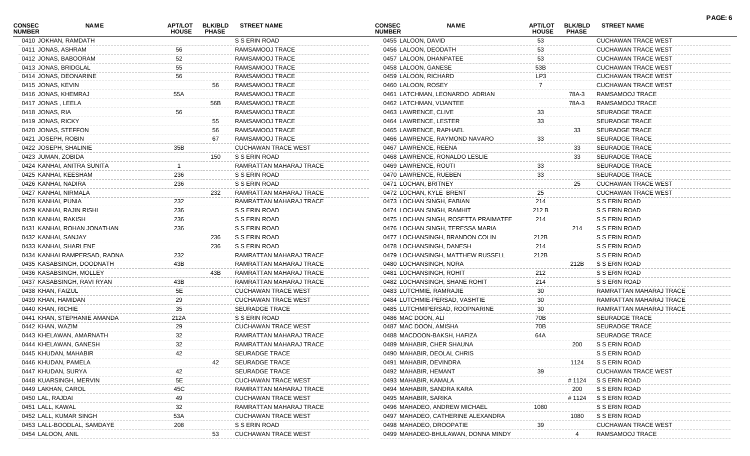| CONSEC NUMBER | NAME | APT/LOT HOUSE | BLK/BLD PHASE | STREET NAME |
|---|---|---|---|---|
| 0410 | JOKHAN, RAMDATH | | | S S ERIN ROAD |
| 0411 | JONAS, ASHRAM | 56 | | RAMSAMOOJ TRACE |
| 0412 | JONAS, BABOORAM | 52 | | RAMSAMOOJ TRACE |
| 0413 | JONAS, BRIDGLAL | 55 | | RAMSAMOOJ TRACE |
| 0414 | JONAS, DEONARINE | 56 | | RAMSAMOOJ TRACE |
| 0415 | JONAS, KEVIN | | 56 | RAMSAMOOJ TRACE |
| 0416 | JONAS, KHEMRAJ | 55A | | RAMSAMOOJ TRACE |
| 0417 | JONAS , LEELA | | 56B | RAMSAMOOJ TRACE |
| 0418 | JONAS, RIA | 56 | | RAMSAMOOJ TRACE |
| 0419 | JONAS, RICKY | | 55 | RAMSAMOOJ TRACE |
| 0420 | JONAS, STEFFON | | 56 | RAMSAMOOJ TRACE |
| 0421 | JOSEPH, ROBIN | | 67 | RAMSAMOOJ TRACE |
| 0422 | JOSEPH, SHALINIE | 35B | | CUCHAWAN TRACE WEST |
| 0423 | JUMAN, ZOBIDA | | 150 | S S ERIN ROAD |
| 0424 | KANHAI, ANITRA SUNITA | 1 | | RAMRATTAN MAHARAJ TRACE |
| 0425 | KANHAI, KEESHAM | 236 | | S S ERIN ROAD |
| 0426 | KANHAI, NADIRA | 236 | | S S ERIN ROAD |
| 0427 | KANHAI, NIRMALA | | 232 | RAMRATTAN MAHARAJ TRACE |
| 0428 | KANHAI, PUNIA | 232 | | RAMRATTAN MAHARAJ TRACE |
| 0429 | KANHAI, RAJIN RISHI | 236 | | S S ERIN ROAD |
| 0430 | KANHAI, RAKISH | 236 | | S S ERIN ROAD |
| 0431 | KANHAI, ROHAN JONATHAN | 236 | | S S ERIN ROAD |
| 0432 | KANHAI, SANJAY | | 236 | S S ERIN ROAD |
| 0433 | KANHAI, SHARLENE | | 236 | S S ERIN ROAD |
| 0434 | KANHAI RAMPERSAD, RADNA | 232 | | RAMRATTAN MAHARAJ TRACE |
| 0435 | KASABSINGH, DOODNATH | 43B | | RAMRATTAN MAHARAJ TRACE |
| 0436 | KASABSINGH, MOLLEY | | 43B | RAMRATTAN MAHARAJ TRACE |
| 0437 | KASABSINGH, RAVI RYAN | 43B | | RAMRATTAN MAHARAJ TRACE |
| 0438 | KHAN, FAIZUL | 5E | | CUCHAWAN TRACE WEST |
| 0439 | KHAN, HAMIDAN | 29 | | CUCHAWAN TRACE WEST |
| 0440 | KHAN, RICHIE | 35 | | SEURADGE TRACE |
| 0441 | KHAN, STEPHANIE AMANDA | 212A | | S S ERIN ROAD |
| 0442 | KHAN, WAZIM | 29 | | CUCHAWAN TRACE WEST |
| 0443 | KHELAWAN, AMARNATH | 32 | | RAMRATTAN MAHARAJ TRACE |
| 0444 | KHELAWAN, GANESH | 32 | | RAMRATTAN MAHARAJ TRACE |
| 0445 | KHUDAN, MAHABIR | 42 | | SEURADGE TRACE |
| 0446 | KHUDAN, PAMELA | | 42 | SEURADGE TRACE |
| 0447 | KHUDAN, SURYA | 42 | | SEURADGE TRACE |
| 0448 | KUARSINGH, MERVIN | 5E | | CUCHAWAN TRACE WEST |
| 0449 | LAKHAN, CAROL | 45C | | RAMRATTAN MAHARAJ TRACE |
| 0450 | LAL, RAJDAI | 49 | | CUCHAWAN TRACE WEST |
| 0451 | LALL, KAWAL | 32 | | RAMRATTAN MAHARAJ TRACE |
| 0452 | LALL, KUMAR SINGH | 53A | | CUCHAWAN TRACE WEST |
| 0453 | LALL-BOODLAL, SAMDAYE | 208 | | S S ERIN ROAD |
| 0454 | LALOON, ANIL | | 53 | CUCHAWAN TRACE WEST |
| 0455 | LALOON, DAVID | 53 | | CUCHAWAN TRACE WEST |
| 0456 | LALOON, DEODATH | 53 | | CUCHAWAN TRACE WEST |
| 0457 | LALOON, DHANPATEE | 53 | | CUCHAWAN TRACE WEST |
| 0458 | LALOON, GANESE | 53B | | CUCHAWAN TRACE WEST |
| 0459 | LALOON, RICHARD | LP3 | | CUCHAWAN TRACE WEST |
| 0460 | LALOON, ROSEY | 7 | | CUCHAWAN TRACE WEST |
| 0461 | LATCHMAN, LEONARDO ADRIAN | | 78A-3 | RAMSAMOOJ TRACE |
| 0462 | LATCHMAN, VIJANTEE | | 78A-3 | RAMSAMOOJ TRACE |
| 0463 | LAWRENCE, CLIVE | 33 | | SEURADGE TRACE |
| 0464 | LAWRENCE, LESTER | 33 | | SEURADGE TRACE |
| 0465 | LAWRENCE, RAPHAEL | | 33 | SEURADGE TRACE |
| 0466 | LAWRENCE, RAYMOND NAVARO | 33 | | SEURADGE TRACE |
| 0467 | LAWRENCE, REENA | | 33 | SEURADGE TRACE |
| 0468 | LAWRENCE, RONALDO LESLIE | | 33 | SEURADGE TRACE |
| 0469 | LAWRENCE, ROUTI | 33 | | SEURADGE TRACE |
| 0470 | LAWRENCE, RUEBEN | 33 | | SEURADGE TRACE |
| 0471 | LOCHAN, BRITNEY | | 25 | CUCHAWAN TRACE WEST |
| 0472 | LOCHAN, KYLE BRENT | 25 | | CUCHAWAN TRACE WEST |
| 0473 | LOCHAN SINGH, FABIAN | 214 | | S S ERIN ROAD |
| 0474 | LOCHAN SINGH, RAMHIT | 212 B | | S S ERIN ROAD |
| 0475 | LOCHAN SINGH, ROSETTA PRAIMATEE | 214 | | S S ERIN ROAD |
| 0476 | LOCHAN SINGH, TERESSA MARIA | | 214 | S S ERIN ROAD |
| 0477 | LOCHANSINGH, BRANDON COLIN | 212B | | S S ERIN ROAD |
| 0478 | LOCHANSINGH, DANESH | 214 | | S S ERIN ROAD |
| 0479 | LOCHANSINGH, MATTHEW RUSSELL | 212B | | S S ERIN ROAD |
| 0480 | LOCHANSINGH, NORA | | 212B | S S ERIN ROAD |
| 0481 | LOCHANSINGH, ROHIT | 212 | | S S ERIN ROAD |
| 0482 | LOCHANSINGH, SHANE ROHIT | 214 | | S S ERIN ROAD |
| 0483 | LUTCHMIE, RAMRAJIE | 30 | | RAMRATTAN MAHARAJ TRACE |
| 0484 | LUTCHMIE-PERSAD, VASHTIE | 30 | | RAMRATTAN MAHARAJ TRACE |
| 0485 | LUTCHMIPERSAD, ROOPNARINE | 30 | | RAMRATTAN MAHARAJ TRACE |
| 0486 | MAC DOON, ALI | 70B | | SEURADGE TRACE |
| 0487 | MAC DOON, AMISHA | 70B | | SEURADGE TRACE |
| 0488 | MACDOON-BAKSH, HAFIZA | 64A | | SEURADGE TRACE |
| 0489 | MAHABIR, CHER SHAUNA | | 200 | S S ERIN ROAD |
| 0490 | MAHABIR, DEOLAL CHRIS | | | S S ERIN ROAD |
| 0491 | MAHABIR, DEVINDRA | | 1124 | S S ERIN ROAD |
| 0492 | MAHABIR, HEMANT | 39 | | CUCHAWAN TRACE WEST |
| 0493 | MAHABIR, KAMALA | | # 1124 | S S ERIN ROAD |
| 0494 | MAHABIR, SANDRA KARA | | 200 | S S ERIN ROAD |
| 0495 | MAHABIR, SARIKA | | # 1124 | S S ERIN ROAD |
| 0496 | MAHADEO, ANDREW MICHAEL | 1080 | | S S ERIN ROAD |
| 0497 | MAHADEO, CATHERINE ALEXANDRA | | 1080 | S S ERIN ROAD |
| 0498 | MAHADEO, DROOPATIE | 39 | | CUCHAWAN TRACE WEST |
| 0499 | MAHADEO-BHULAWAN, DONNA MINDY | | 4 | RAMSAMOOJ TRACE |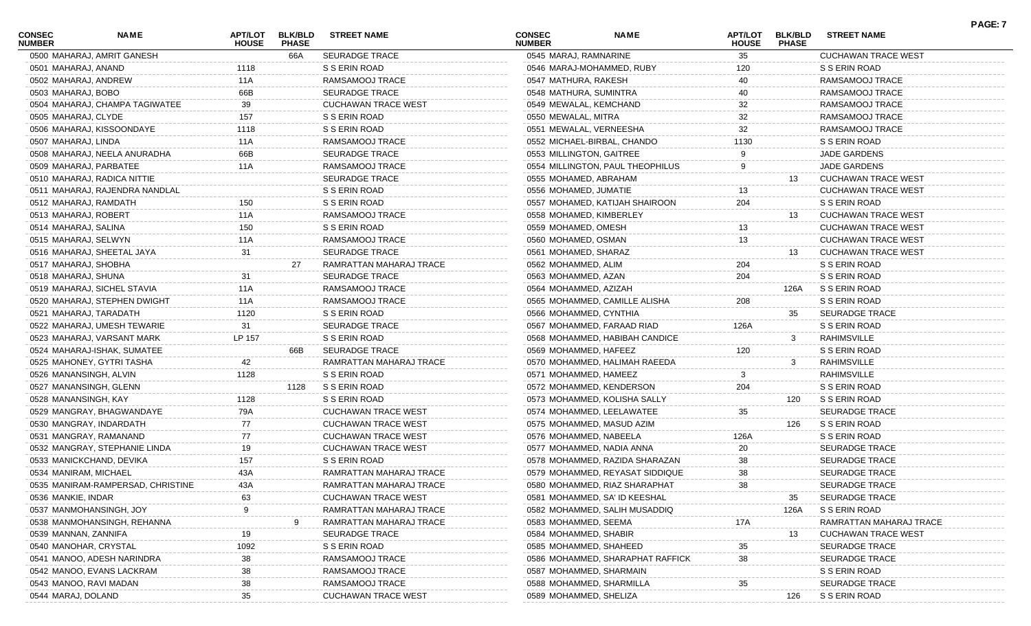| CONSEC NUMBER | NAME | APT/LOT HOUSE | BLK/BLD PHASE | STREET NAME |
|---|---|---|---|---|
| 0500 | MAHARAJ, AMRIT GANESH | | 66A | SEURADGE TRACE |
| 0501 | MAHARAJ, ANAND | 1118 | | S S ERIN ROAD |
| 0502 | MAHARAJ, ANDREW | 11A | | RAMSAMOOJ TRACE |
| 0503 | MAHARAJ, BOBO | 66B | | SEURADGE TRACE |
| 0504 | MAHARAJ, CHAMPA TAGIWATEE | 39 | | CUCHAWAN TRACE WEST |
| 0505 | MAHARAJ, CLYDE | 157 | | S S ERIN ROAD |
| 0506 | MAHARAJ, KISSOONDAYE | 1118 | | S S ERIN ROAD |
| 0507 | MAHARAJ, LINDA | 11A | | RAMSAMOOJ TRACE |
| 0508 | MAHARAJ, NEELA ANURADHA | 66B | | SEURADGE TRACE |
| 0509 | MAHARAJ, PARBATEE | 11A | | RAMSAMOOJ TRACE |
| 0510 | MAHARAJ, RADICA NITTIE | | | SEURADGE TRACE |
| 0511 | MAHARAJ, RAJENDRA NANDLAL | | | S S ERIN ROAD |
| 0512 | MAHARAJ, RAMDATH | 150 | | S S ERIN ROAD |
| 0513 | MAHARAJ, ROBERT | 11A | | RAMSAMOOJ TRACE |
| 0514 | MAHARAJ, SALINA | 150 | | S S ERIN ROAD |
| 0515 | MAHARAJ, SELWYN | 11A | | RAMSAMOOJ TRACE |
| 0516 | MAHARAJ, SHEETAL JAYA | 31 | | SEURADGE TRACE |
| 0517 | MAHARAJ, SHOBHA | | 27 | RAMRATTAN MAHARAJ TRACE |
| 0518 | MAHARAJ, SHUNA | 31 | | SEURADGE TRACE |
| 0519 | MAHARAJ, SICHEL STAVIA | 11A | | RAMSAMOOJ TRACE |
| 0520 | MAHARAJ, STEPHEN DWIGHT | 11A | | RAMSAMOOJ TRACE |
| 0521 | MAHARAJ, TARADATH | 1120 | | S S ERIN ROAD |
| 0522 | MAHARAJ, UMESH TEWARIE | 31 | | SEURADGE TRACE |
| 0523 | MAHARAJ, VARSANT MARK | LP 157 | | S S ERIN ROAD |
| 0524 | MAHARAJ-ISHAK, SUMATEE | | 66B | SEURADGE TRACE |
| 0525 | MAHONEY, GYTRI TASHA | 42 | | RAMRATTAN MAHARAJ TRACE |
| 0526 | MANANSINGH, ALVIN | 1128 | | S S ERIN ROAD |
| 0527 | MANANSINGH, GLENN | | 1128 | S S ERIN ROAD |
| 0528 | MANANSINGH, KAY | 1128 | | S S ERIN ROAD |
| 0529 | MANGRAY, BHAGWANDAYE | 79A | | CUCHAWAN TRACE WEST |
| 0530 | MANGRAY, INDARDATH | 77 | | CUCHAWAN TRACE WEST |
| 0531 | MANGRAY, RAMANAND | 77 | | CUCHAWAN TRACE WEST |
| 0532 | MANGRAY, STEPHANIE LINDA | 19 | | CUCHAWAN TRACE WEST |
| 0533 | MANICKCHAND, DEVIKA | 157 | | S S ERIN ROAD |
| 0534 | MANIRAM, MICHAEL | 43A | | RAMRATTAN MAHARAJ TRACE |
| 0535 | MANIRAM-RAMPERSAD, CHRISTINE | 43A | | RAMRATTAN MAHARAJ TRACE |
| 0536 | MANKIE, INDAR | 63 | | CUCHAWAN TRACE WEST |
| 0537 | MANMOHANSINGH, JOY | 9 | | RAMRATTAN MAHARAJ TRACE |
| 0538 | MANMOHANSINGH, REHANNA | | 9 | RAMRATTAN MAHARAJ TRACE |
| 0539 | MANNAN, ZANNIFA | 19 | | SEURADGE TRACE |
| 0540 | MANOHAR, CRYSTAL | 1092 | | S S ERIN ROAD |
| 0541 | MANOO, ADESH NARINDRA | 38 | | RAMSAMOOJ TRACE |
| 0542 | MANOO, EVANS LACKRAM | 38 | | RAMSAMOOJ TRACE |
| 0543 | MANOO, RAVI MADAN | 38 | | RAMSAMOOJ TRACE |
| 0544 | MARAJ, DOLAND | 35 | | CUCHAWAN TRACE WEST |
| 0545 | MARAJ, RAMNARINE | 35 | | CUCHAWAN TRACE WEST |
| 0546 | MARAJ-MOHAMMED, RUBY | 120 | | S S ERIN ROAD |
| 0547 | MATHURA, RAKESH | 40 | | RAMSAMOOJ TRACE |
| 0548 | MATHURA, SUMINTRA | 40 | | RAMSAMOOJ TRACE |
| 0549 | MEWALAL, KEMCHAND | 32 | | RAMSAMOOJ TRACE |
| 0550 | MEWALAL, MITRA | 32 | | RAMSAMOOJ TRACE |
| 0551 | MEWALAL, VERNEESHA | 32 | | RAMSAMOOJ TRACE |
| 0552 | MICHAEL-BIRBAL, CHANDO | 1130 | | S S ERIN ROAD |
| 0553 | MILLINGTON, GAITREE | 9 | | JADE GARDENS |
| 0554 | MILLINGTON, PAUL THEOPHILUS | 9 | | JADE GARDENS |
| 0555 | MOHAMED, ABRAHAM | | 13 | CUCHAWAN TRACE WEST |
| 0556 | MOHAMED, JUMATIE | 13 | | CUCHAWAN TRACE WEST |
| 0557 | MOHAMED, KATIJAH SHAIROON | 204 | | S S ERIN ROAD |
| 0558 | MOHAMED, KIMBERLEY | | 13 | CUCHAWAN TRACE WEST |
| 0559 | MOHAMED, OMESH | 13 | | CUCHAWAN TRACE WEST |
| 0560 | MOHAMED, OSMAN | 13 | | CUCHAWAN TRACE WEST |
| 0561 | MOHAMED, SHARAZ | | 13 | CUCHAWAN TRACE WEST |
| 0562 | MOHAMMED, ALIM | 204 | | S S ERIN ROAD |
| 0563 | MOHAMMED, AZAN | 204 | | S S ERIN ROAD |
| 0564 | MOHAMMED, AZIZAH | | 126A | S S ERIN ROAD |
| 0565 | MOHAMMED, CAMILLE ALISHA | 208 | | S S ERIN ROAD |
| 0566 | MOHAMMED, CYNTHIA | | 35 | SEURADGE TRACE |
| 0567 | MOHAMMED, FARAAD RIAD | 126A | | S S ERIN ROAD |
| 0568 | MOHAMMED, HABIBAH CANDICE | | 3 | RAHIMSVILLE |
| 0569 | MOHAMMED, HAFEEZ | 120 | | S S ERIN ROAD |
| 0570 | MOHAMMED, HALIMAH RAEEDA | | 3 | RAHIMSVILLE |
| 0571 | MOHAMMED, HAMEEZ | 3 | | RAHIMSVILLE |
| 0572 | MOHAMMED, KENDERSON | 204 | | S S ERIN ROAD |
| 0573 | MOHAMMED, KOLISHA SALLY | | 120 | S S ERIN ROAD |
| 0574 | MOHAMMED, LEELAWATEE | 35 | | SEURADGE TRACE |
| 0575 | MOHAMMED, MASUD AZIM | | 126 | S S ERIN ROAD |
| 0576 | MOHAMMED, NABEELA | 126A | | S S ERIN ROAD |
| 0577 | MOHAMMED, NADIA ANNA | 20 | | SEURADGE TRACE |
| 0578 | MOHAMMED, RAZIDA SHARAZAN | 38 | | SEURADGE TRACE |
| 0579 | MOHAMMED, REYASAT SIDDIQUE | 38 | | SEURADGE TRACE |
| 0580 | MOHAMMED, RIAZ SHARAPHAT | 38 | | SEURADGE TRACE |
| 0581 | MOHAMMED, SA' ID KEESHAL | | 35 | SEURADGE TRACE |
| 0582 | MOHAMMED, SALIH MUSADDIQ | | 126A | S S ERIN ROAD |
| 0583 | MOHAMMED, SEEMA | 17A | | RAMRATTAN MAHARAJ TRACE |
| 0584 | MOHAMMED, SHABIR | | 13 | CUCHAWAN TRACE WEST |
| 0585 | MOHAMMED, SHAHEED | 35 | | SEURADGE TRACE |
| 0586 | MOHAMMED, SHARAPHAT RAFFICK | 38 | | SEURADGE TRACE |
| 0587 | MOHAMMED, SHARMAIN | | | S S ERIN ROAD |
| 0588 | MOHAMMED, SHARMILLA | 35 | | SEURADGE TRACE |
| 0589 | MOHAMMED, SHELIZA | | 126 | S S ERIN ROAD |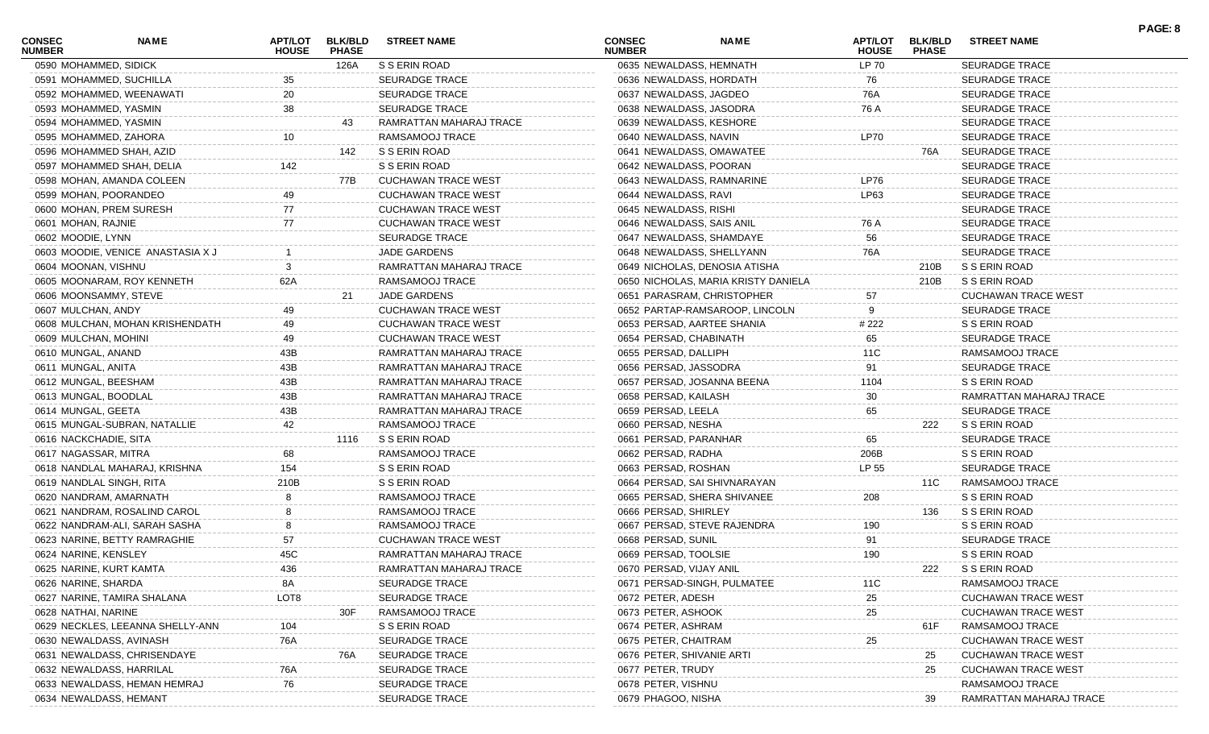| CONSEC NUMBER | NAME | APT/LOT HOUSE | BLK/BLD PHASE | STREET NAME |
|---|---|---|---|---|
| 0590 | MOHAMMED, SIDICK | | 126A | S S ERIN ROAD |
| 0591 | MOHAMMED, SUCHILLA | 35 | | SEURADGE TRACE |
| 0592 | MOHAMMED, WEENAWATI | 20 | | SEURADGE TRACE |
| 0593 | MOHAMMED, YASMIN | 38 | | SEURADGE TRACE |
| 0594 | MOHAMMED, YASMIN | | 43 | RAMRATTAN MAHARAJ TRACE |
| 0595 | MOHAMMED, ZAHORA | 10 | | RAMSAMOOJ TRACE |
| 0596 | MOHAMMED SHAH, AZID | | 142 | S S ERIN ROAD |
| 0597 | MOHAMMED SHAH, DELIA | 142 | | S S ERIN ROAD |
| 0598 | MOHAN, AMANDA COLEEN | | 77B | CUCHAWAN TRACE WEST |
| 0599 | MOHAN, POORANDEO | 49 | | CUCHAWAN TRACE WEST |
| 0600 | MOHAN, PREM SURESH | 77 | | CUCHAWAN TRACE WEST |
| 0601 | MOHAN, RAJNIE | 77 | | CUCHAWAN TRACE WEST |
| 0602 | MOODIE, LYNN | | | SEURADGE TRACE |
| 0603 | MOODIE, VENICE ANASTASIA X J | 1 | | JADE GARDENS |
| 0604 | MOONAN, VISHNU | 3 | | RAMRATTAN MAHARAJ TRACE |
| 0605 | MOONARAM, ROY KENNETH | 62A | | RAMSAMOOJ TRACE |
| 0606 | MOONSAMMY, STEVE | | 21 | JADE GARDENS |
| 0607 | MULCHAN, ANDY | 49 | | CUCHAWAN TRACE WEST |
| 0608 | MULCHAN, MOHAN KRISHENDATH | 49 | | CUCHAWAN TRACE WEST |
| 0609 | MULCHAN, MOHINI | 49 | | CUCHAWAN TRACE WEST |
| 0610 | MUNGAL, ANAND | 43B | | RAMRATTAN MAHARAJ TRACE |
| 0611 | MUNGAL, ANITA | 43B | | RAMRATTAN MAHARAJ TRACE |
| 0612 | MUNGAL, BEESHAM | 43B | | RAMRATTAN MAHARAJ TRACE |
| 0613 | MUNGAL, BOODLAL | 43B | | RAMRATTAN MAHARAJ TRACE |
| 0614 | MUNGAL, GEETA | 43B | | RAMRATTAN MAHARAJ TRACE |
| 0615 | MUNGAL-SUBRAN, NATALLIE | 42 | | RAMSAMOOJ TRACE |
| 0616 | NACKCHADIE, SITA | | 1116 | S S ERIN ROAD |
| 0617 | NAGASSAR, MITRA | 68 | | RAMSAMOOJ TRACE |
| 0618 | NANDLAL MAHARAJ, KRISHNA | 154 | | S S ERIN ROAD |
| 0619 | NANDLAL SINGH, RITA | 210B | | S S ERIN ROAD |
| 0620 | NANDRAM, AMARNATH | 8 | | RAMSAMOOJ TRACE |
| 0621 | NANDRAM, ROSALIND CAROL | 8 | | RAMSAMOOJ TRACE |
| 0622 | NANDRAM-ALI, SARAH SASHA | 8 | | RAMSAMOOJ TRACE |
| 0623 | NARINE, BETTY RAMRAGHIE | 57 | | CUCHAWAN TRACE WEST |
| 0624 | NARINE, KENSLEY | 45C | | RAMRATTAN MAHARAJ TRACE |
| 0625 | NARINE, KURT KAMTA | 436 | | RAMRATTAN MAHARAJ TRACE |
| 0626 | NARINE, SHARDA | 8A | | SEURADGE TRACE |
| 0627 | NARINE, TAMIRA SHALANA | LOT8 | | SEURADGE TRACE |
| 0628 | NATHAI, NARINE | | 30F | RAMSAMOOJ TRACE |
| 0629 | NECKLES, LEEANNA SHELLY-ANN | 104 | | S S ERIN ROAD |
| 0630 | NEWALDASS, AVINASH | 76A | | SEURADGE TRACE |
| 0631 | NEWALDASS, CHRISENDAYE | | 76A | SEURADGE TRACE |
| 0632 | NEWALDASS, HARRILAL | 76A | | SEURADGE TRACE |
| 0633 | NEWALDASS, HEMAN HEMRAJ | 76 | | SEURADGE TRACE |
| 0634 | NEWALDASS, HEMANT | | | SEURADGE TRACE |
| 0635 | NEWALDASS, HEMNATH | LP 70 | | SEURADGE TRACE |
| 0636 | NEWALDASS, HORDATH | 76 | | SEURADGE TRACE |
| 0637 | NEWALDASS, JAGDEO | 76A | | SEURADGE TRACE |
| 0638 | NEWALDASS, JASODRA | 76 A | | SEURADGE TRACE |
| 0639 | NEWALDASS, KESHORE | | | SEURADGE TRACE |
| 0640 | NEWALDASS, NAVIN | LP70 | | SEURADGE TRACE |
| 0641 | NEWALDASS, OMAWATEE | | 76A | SEURADGE TRACE |
| 0642 | NEWALDASS, POORAN | | | SEURADGE TRACE |
| 0643 | NEWALDASS, RAMNARINE | LP76 | | SEURADGE TRACE |
| 0644 | NEWALDASS, RAVI | LP63 | | SEURADGE TRACE |
| 0645 | NEWALDASS, RISHI | | | SEURADGE TRACE |
| 0646 | NEWALDASS, SAIS ANIL | 76 A | | SEURADGE TRACE |
| 0647 | NEWALDASS, SHAMDAYE | 56 | | SEURADGE TRACE |
| 0648 | NEWALDASS, SHELLYANN | 76A | | SEURADGE TRACE |
| 0649 | NICHOLAS, DENOSIA ATISHA | | 210B | S S ERIN ROAD |
| 0650 | NICHOLAS, MARIA KRISTY DANIELA | | 210B | S S ERIN ROAD |
| 0651 | PARASRAM, CHRISTOPHER | 57 | | CUCHAWAN TRACE WEST |
| 0652 | PARTAP-RAMSAROOP, LINCOLN | 9 | | SEURADGE TRACE |
| 0653 | PERSAD, AARTEE SHANIA | # 222 | | S S ERIN ROAD |
| 0654 | PERSAD, CHABINATH | 65 | | SEURADGE TRACE |
| 0655 | PERSAD, DALLIPH | 11C | | RAMSAMOOJ TRACE |
| 0656 | PERSAD, JASSODRA | 91 | | SEURADGE TRACE |
| 0657 | PERSAD, JOSANNA BEENA | 1104 | | S S ERIN ROAD |
| 0658 | PERSAD, KAILASH | 30 | | RAMRATTAN MAHARAJ TRACE |
| 0659 | PERSAD, LEELA | 65 | | SEURADGE TRACE |
| 0660 | PERSAD, NESHA | | 222 | S S ERIN ROAD |
| 0661 | PERSAD, PARANHAR | 65 | | SEURADGE TRACE |
| 0662 | PERSAD, RADHA | 206B | | S S ERIN ROAD |
| 0663 | PERSAD, ROSHAN | LP 55 | | SEURADGE TRACE |
| 0664 | PERSAD, SAI SHIVNARAYAN | | 11C | RAMSAMOOJ TRACE |
| 0665 | PERSAD, SHERA SHIVANEE | 208 | | S S ERIN ROAD |
| 0666 | PERSAD, SHIRLEY | | 136 | S S ERIN ROAD |
| 0667 | PERSAD, STEVE RAJENDRA | 190 | | S S ERIN ROAD |
| 0668 | PERSAD, SUNIL | 91 | | SEURADGE TRACE |
| 0669 | PERSAD, TOOLSIE | 190 | | S S ERIN ROAD |
| 0670 | PERSAD, VIJAY ANIL | | 222 | S S ERIN ROAD |
| 0671 | PERSAD-SINGH, PULMATEE | 11C | | RAMSAMOOJ TRACE |
| 0672 | PETER, ADESH | 25 | | CUCHAWAN TRACE WEST |
| 0673 | PETER, ASHOOK | 25 | | CUCHAWAN TRACE WEST |
| 0674 | PETER, ASHRAM | | 61F | RAMSAMOOJ TRACE |
| 0675 | PETER, CHAITRAM | 25 | | CUCHAWAN TRACE WEST |
| 0676 | PETER, SHIVANIE ARTI | | 25 | CUCHAWAN TRACE WEST |
| 0677 | PETER, TRUDY | | 25 | CUCHAWAN TRACE WEST |
| 0678 | PETER, VISHNU | | | RAMSAMOOJ TRACE |
| 0679 | PHAGOO, NISHA | | 39 | RAMRATTAN MAHARAJ TRACE |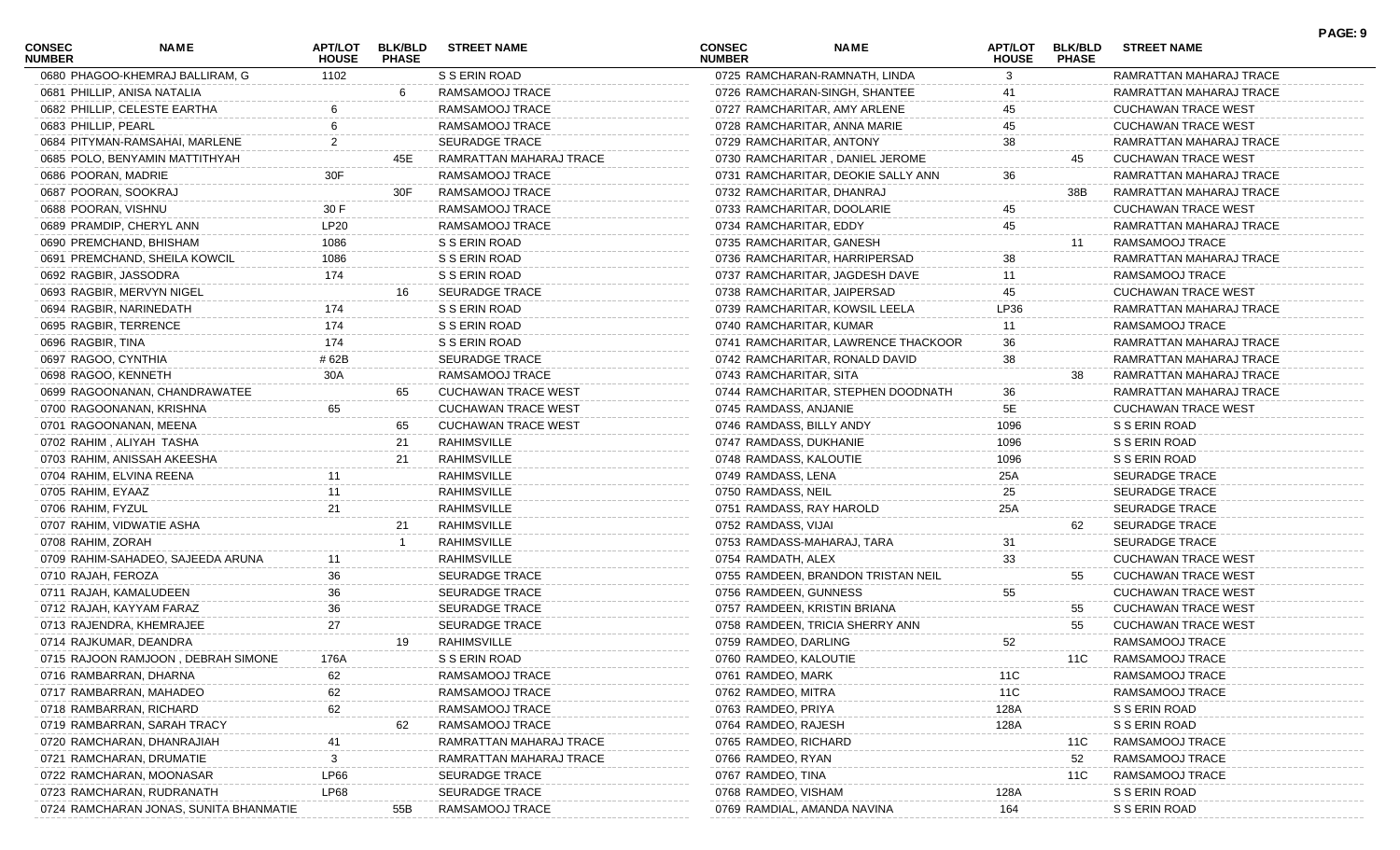| CONSEC NUMBER | NAME | APT/LOT HOUSE | BLK/BLD PHASE | STREET NAME |
|---|---|---|---|---|
| 0680 | PHAGOO-KHEMRAJ BALLIRAM, G | 1102 | | S S ERIN ROAD |
| 0681 | PHILLIP, ANISA NATALIA | | 6 | RAMSAMOOJ TRACE |
| 0682 | PHILLIP, CELESTE EARTHA | 6 | | RAMSAMOOJ TRACE |
| 0683 | PHILLIP, PEARL | 6 | | RAMSAMOOJ TRACE |
| 0684 | PITYMAN-RAMSAHAI, MARLENE | 2 | | SEURADGE TRACE |
| 0685 | POLO, BENYAMIN MATTITHYAH | | 45E | RAMRATTAN MAHARAJ TRACE |
| 0686 | POORAN, MADRIE | 30F | | RAMSAMOOJ TRACE |
| 0687 | POORAN, SOOKRAJ | | 30F | RAMSAMOOJ TRACE |
| 0688 | POORAN, VISHNU | 30 F | | RAMSAMOOJ TRACE |
| 0689 | PRAMDIP, CHERYL ANN | LP20 | | RAMSAMOOJ TRACE |
| 0690 | PREMCHAND, BHISHAM | 1086 | | S S ERIN ROAD |
| 0691 | PREMCHAND, SHEILA KOWCIL | 1086 | | S S ERIN ROAD |
| 0692 | RAGBIR, JASSODRA | 174 | | S S ERIN ROAD |
| 0693 | RAGBIR, MERVYN NIGEL | | 16 | SEURADGE TRACE |
| 0694 | RAGBIR, NARINEDATH | 174 | | S S ERIN ROAD |
| 0695 | RAGBIR, TERRENCE | 174 | | S S ERIN ROAD |
| 0696 | RAGBIR, TINA | 174 | | S S ERIN ROAD |
| 0697 | RAGOO, CYNTHIA | # 62B | | SEURADGE TRACE |
| 0698 | RAGOO, KENNETH | 30A | | RAMSAMOOJ TRACE |
| 0699 | RAGOONANAN, CHANDRAWATEE | | 65 | CUCHAWAN TRACE WEST |
| 0700 | RAGOONANAN, KRISHNA | 65 | | CUCHAWAN TRACE WEST |
| 0701 | RAGOONANAN, MEENA | | 65 | CUCHAWAN TRACE WEST |
| 0702 | RAHIM , ALIYAH TASHA | | 21 | RAHIMSVILLE |
| 0703 | RAHIM, ANISSAH AKEESHA | | 21 | RAHIMSVILLE |
| 0704 | RAHIM, ELVINA REENA | 11 | | RAHIMSVILLE |
| 0705 | RAHIM, EYAAZ | 11 | | RAHIMSVILLE |
| 0706 | RAHIM, FYZUL | 21 | | RAHIMSVILLE |
| 0707 | RAHIM, VIDWATIE ASHA | | 21 | RAHIMSVILLE |
| 0708 | RAHIM, ZORAH | | 1 | RAHIMSVILLE |
| 0709 | RAHIM-SAHADEO, SAJEEDA ARUNA | 11 | | RAHIMSVILLE |
| 0710 | RAJAH, FEROZA | 36 | | SEURADGE TRACE |
| 0711 | RAJAH, KAMALUDEEN | 36 | | SEURADGE TRACE |
| 0712 | RAJAH, KAYYAM FARAZ | 36 | | SEURADGE TRACE |
| 0713 | RAJENDRA, KHEMRAJEE | 27 | | SEURADGE TRACE |
| 0714 | RAJKUMAR, DEANDRA | | 19 | RAHIMSVILLE |
| 0715 | RAJOON RAMJOON , DEBRAH SIMONE | 176A | | S S ERIN ROAD |
| 0716 | RAMBARRAN, DHARNA | 62 | | RAMSAMOOJ TRACE |
| 0717 | RAMBARRAN, MAHADEO | 62 | | RAMSAMOOJ TRACE |
| 0718 | RAMBARRAN, RICHARD | 62 | | RAMSAMOOJ TRACE |
| 0719 | RAMBARRAN, SARAH TRACY | | 62 | RAMSAMOOJ TRACE |
| 0720 | RAMCHARAN, DHANRAJIAH | 41 | | RAMRATTAN MAHARAJ TRACE |
| 0721 | RAMCHARAN, DRUMATIE | 3 | | RAMRATTAN MAHARAJ TRACE |
| 0722 | RAMCHARAN, MOONASAR | LP66 | | SEURADGE TRACE |
| 0723 | RAMCHARAN, RUDRANATH | LP68 | | SEURADGE TRACE |
| 0724 | RAMCHARAN JONAS, SUNITA BHANMATIE | | 55B | RAMSAMOOJ TRACE |
| 0725 | RAMCHARAN-RAMNATH, LINDA | 3 | | RAMRATTAN MAHARAJ TRACE |
| 0726 | RAMCHARAN-SINGH, SHANTEE | 41 | | RAMRATTAN MAHARAJ TRACE |
| 0727 | RAMCHARITAR, AMY ARLENE | 45 | | CUCHAWAN TRACE WEST |
| 0728 | RAMCHARITAR, ANNA MARIE | 45 | | CUCHAWAN TRACE WEST |
| 0729 | RAMCHARITAR, ANTONY | 38 | | RAMRATTAN MAHARAJ TRACE |
| 0730 | RAMCHARITAR , DANIEL JEROME | | 45 | CUCHAWAN TRACE WEST |
| 0731 | RAMCHARITAR, DEOKIE SALLY ANN | 36 | | RAMRATTAN MAHARAJ TRACE |
| 0732 | RAMCHARITAR, DHANRAJ | | 38B | RAMRATTAN MAHARAJ TRACE |
| 0733 | RAMCHARITAR, DOOLARIE | 45 | | CUCHAWAN TRACE WEST |
| 0734 | RAMCHARITAR, EDDY | 45 | | RAMRATTAN MAHARAJ TRACE |
| 0735 | RAMCHARITAR, GANESH | | 11 | RAMSAMOOJ TRACE |
| 0736 | RAMCHARITAR, HARRIPERSAD | 38 | | RAMRATTAN MAHARAJ TRACE |
| 0737 | RAMCHARITAR, JAGDESH DAVE | 11 | | RAMSAMOOJ TRACE |
| 0738 | RAMCHARITAR, JAIPERSAD | 45 | | CUCHAWAN TRACE WEST |
| 0739 | RAMCHARITAR, KOWSIL LEELA | LP36 | | RAMRATTAN MAHARAJ TRACE |
| 0740 | RAMCHARITAR, KUMAR | 11 | | RAMSAMOOJ TRACE |
| 0741 | RAMCHARITAR, LAWRENCE THACKOOR | 36 | | RAMRATTAN MAHARAJ TRACE |
| 0742 | RAMCHARITAR, RONALD DAVID | 38 | | RAMRATTAN MAHARAJ TRACE |
| 0743 | RAMCHARITAR, SITA | | 38 | RAMRATTAN MAHARAJ TRACE |
| 0744 | RAMCHARITAR, STEPHEN DOODNATH | 36 | | RAMRATTAN MAHARAJ TRACE |
| 0745 | RAMDASS, ANJANIE | 5E | | CUCHAWAN TRACE WEST |
| 0746 | RAMDASS, BILLY ANDY | 1096 | | S S ERIN ROAD |
| 0747 | RAMDASS, DUKHANIE | 1096 | | S S ERIN ROAD |
| 0748 | RAMDASS, KALOUTIE | 1096 | | S S ERIN ROAD |
| 0749 | RAMDASS, LENA | 25A | | SEURADGE TRACE |
| 0750 | RAMDASS, NEIL | 25 | | SEURADGE TRACE |
| 0751 | RAMDASS, RAY HAROLD | 25A | | SEURADGE TRACE |
| 0752 | RAMDASS, VIJAI | | 62 | SEURADGE TRACE |
| 0753 | RAMDASS-MAHARAJ, TARA | 31 | | SEURADGE TRACE |
| 0754 | RAMDATH, ALEX | 33 | | CUCHAWAN TRACE WEST |
| 0755 | RAMDEEN, BRANDON TRISTAN NEIL | | 55 | CUCHAWAN TRACE WEST |
| 0756 | RAMDEEN, GUNNESS | 55 | | CUCHAWAN TRACE WEST |
| 0757 | RAMDEEN, KRISTIN BRIANA | | 55 | CUCHAWAN TRACE WEST |
| 0758 | RAMDEEN, TRICIA SHERRY ANN | | 55 | CUCHAWAN TRACE WEST |
| 0759 | RAMDEO, DARLING | 52 | | RAMSAMOOJ TRACE |
| 0760 | RAMDEO, KALOUTIE | | 11C | RAMSAMOOJ TRACE |
| 0761 | RAMDEO, MARK | 11C | | RAMSAMOOJ TRACE |
| 0762 | RAMDEO, MITRA | 11C | | RAMSAMOOJ TRACE |
| 0763 | RAMDEO, PRIYA | 128A | | S S ERIN ROAD |
| 0764 | RAMDEO, RAJESH | 128A | | S S ERIN ROAD |
| 0765 | RAMDEO, RICHARD | | 11C | RAMSAMOOJ TRACE |
| 0766 | RAMDEO, RYAN | | 52 | RAMSAMOOJ TRACE |
| 0767 | RAMDEO, TINA | | 11C | RAMSAMOOJ TRACE |
| 0768 | RAMDEO, VISHAM | 128A | | S S ERIN ROAD |
| 0769 | RAMDIAL, AMANDA NAVINA | 164 | | S S ERIN ROAD |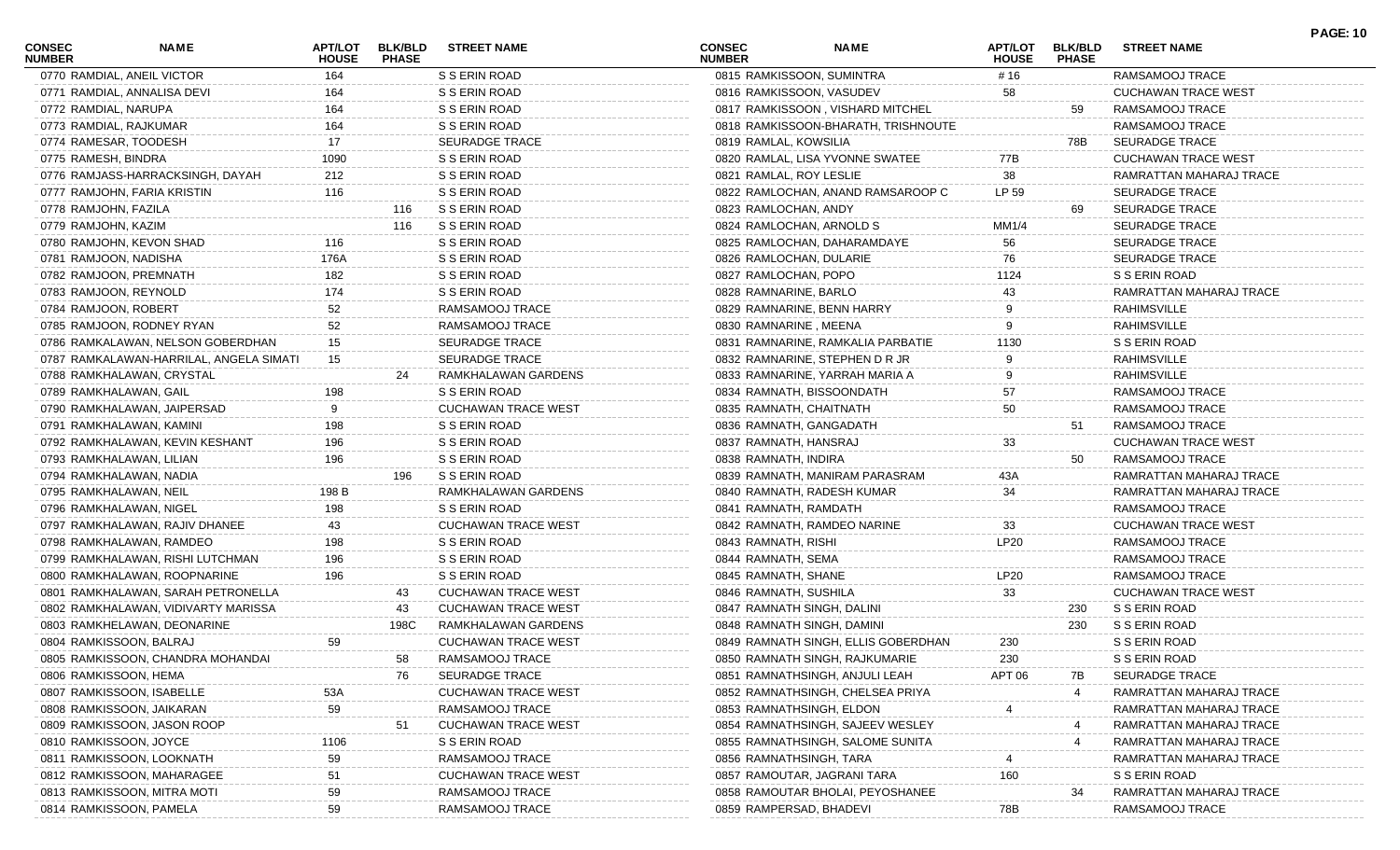| CONSEC NUMBER | NAME | APT/LOT HOUSE | BLK/BLD PHASE | STREET NAME |
|---|---|---|---|---|
| 0770 | RAMDIAL, ANEIL VICTOR | 164 | | S S ERIN ROAD |
| 0771 | RAMDIAL, ANNALISA DEVI | 164 | | S S ERIN ROAD |
| 0772 | RAMDIAL, NARUPA | 164 | | S S ERIN ROAD |
| 0773 | RAMDIAL, RAJKUMAR | 164 | | S S ERIN ROAD |
| 0774 | RAMESAR, TOODESH | 17 | | SEURADGE TRACE |
| 0775 | RAMESH, BINDRA | 1090 | | S S ERIN ROAD |
| 0776 | RAMJASS-HARRACKSINGH, DAYAH | 212 | | S S ERIN ROAD |
| 0777 | RAMJOHN, FARIA KRISTIN | 116 | | S S ERIN ROAD |
| 0778 | RAMJOHN, FAZILA | | 116 | S S ERIN ROAD |
| 0779 | RAMJOHN, KAZIM | | 116 | S S ERIN ROAD |
| 0780 | RAMJOHN, KEVON SHAD | 116 | | S S ERIN ROAD |
| 0781 | RAMJOON, NADISHA | 176A | | S S ERIN ROAD |
| 0782 | RAMJOON, PREMNATH | 182 | | S S ERIN ROAD |
| 0783 | RAMJOON, REYNOLD | 174 | | S S ERIN ROAD |
| 0784 | RAMJOON, ROBERT | 52 | | RAMSAMOOJ TRACE |
| 0785 | RAMJOON, RODNEY RYAN | 52 | | RAMSAMOOJ TRACE |
| 0786 | RAMKALAWAN, NELSON GOBERDHAN | 15 | | SEURADGE TRACE |
| 0787 | RAMKALAWAN-HARRILAL, ANGELA SIMATI | 15 | | SEURADGE TRACE |
| 0788 | RAMKHALAWAN, CRYSTAL | | 24 | RAMKHALAWAN GARDENS |
| 0789 | RAMKHALAWAN, GAIL | 198 | | S S ERIN ROAD |
| 0790 | RAMKHALAWAN, JAIPERSAD | 9 | | CUCHAWAN TRACE WEST |
| 0791 | RAMKHALAWAN, KAMINI | 198 | | S S ERIN ROAD |
| 0792 | RAMKHALAWAN, KEVIN KESHANT | 196 | | S S ERIN ROAD |
| 0793 | RAMKHALAWAN, LILIAN | 196 | | S S ERIN ROAD |
| 0794 | RAMKHALAWAN, NADIA | | 196 | S S ERIN ROAD |
| 0795 | RAMKHALAWAN, NEIL | 198 B | | RAMKHALAWAN GARDENS |
| 0796 | RAMKHALAWAN, NIGEL | 198 | | S S ERIN ROAD |
| 0797 | RAMKHALAWAN, RAJIV DHANEE | 43 | | CUCHAWAN TRACE WEST |
| 0798 | RAMKHALAWAN, RAMDEO | 198 | | S S ERIN ROAD |
| 0799 | RAMKHALAWAN, RISHI LUTCHMAN | 196 | | S S ERIN ROAD |
| 0800 | RAMKHALAWAN, ROOPNARINE | 196 | | S S ERIN ROAD |
| 0801 | RAMKHALAWAN, SARAH PETRONELLA | | 43 | CUCHAWAN TRACE WEST |
| 0802 | RAMKHALAWAN, VIDIVARTY MARISSA | | 43 | CUCHAWAN TRACE WEST |
| 0803 | RAMKHELAWAN, DEONARINE | | 198C | RAMKHALAWAN GARDENS |
| 0804 | RAMKISSOON, BALRAJ | 59 | | CUCHAWAN TRACE WEST |
| 0805 | RAMKISSOON, CHANDRA MOHANDAI | | 58 | RAMSAMOOJ TRACE |
| 0806 | RAMKISSOON, HEMA | | 76 | SEURADGE TRACE |
| 0807 | RAMKISSOON, ISABELLE | 53A | | CUCHAWAN TRACE WEST |
| 0808 | RAMKISSOON, JAIKARAN | 59 | | RAMSAMOOJ TRACE |
| 0809 | RAMKISSOON, JASON ROOP | | 51 | CUCHAWAN TRACE WEST |
| 0810 | RAMKISSOON, JOYCE | 1106 | | S S ERIN ROAD |
| 0811 | RAMKISSOON, LOOKNATH | 59 | | RAMSAMOOJ TRACE |
| 0812 | RAMKISSOON, MAHARAGEE | 51 | | CUCHAWAN TRACE WEST |
| 0813 | RAMKISSOON, MITRA MOTI | 59 | | RAMSAMOOJ TRACE |
| 0814 | RAMKISSOON, PAMELA | 59 | | RAMSAMOOJ TRACE |
| 0815 | RAMKISSOON, SUMINTRA | # 16 | | RAMSAMOOJ TRACE |
| 0816 | RAMKISSOON, VASUDEV | 58 | | CUCHAWAN TRACE WEST |
| 0817 | RAMKISSOON , VISHARD MITCHEL | | 59 | RAMSAMOOJ TRACE |
| 0818 | RAMKISSOON-BHARATH, TRISHNOUTE | | | RAMSAMOOJ TRACE |
| 0819 | RAMLAL, KOWSILIA | | 78B | SEURADGE TRACE |
| 0820 | RAMLAL, LISA YVONNE SWATEE | 77B | | CUCHAWAN TRACE WEST |
| 0821 | RAMLAL, ROY LESLIE | 38 | | RAMRATTAN MAHARAJ TRACE |
| 0822 | RAMLOCHAN, ANAND RAMSAROOP C | LP 59 | | SEURADGE TRACE |
| 0823 | RAMLOCHAN, ANDY | | 69 | SEURADGE TRACE |
| 0824 | RAMLOCHAN, ARNOLD S | MM1/4 | | SEURADGE TRACE |
| 0825 | RAMLOCHAN, DAHARAMDAYE | 56 | | SEURADGE TRACE |
| 0826 | RAMLOCHAN, DULARIE | 76 | | SEURADGE TRACE |
| 0827 | RAMLOCHAN, POPO | 1124 | | S S ERIN ROAD |
| 0828 | RAMNARINE, BARLO | 43 | | RAMRATTAN MAHARAJ TRACE |
| 0829 | RAMNARINE, BENN HARRY | 9 | | RAHIMSVILLE |
| 0830 | RAMNARINE , MEENA | 9 | | RAHIMSVILLE |
| 0831 | RAMNARINE, RAMKALIA PARBATIE | 1130 | | S S ERIN ROAD |
| 0832 | RAMNARINE, STEPHEN D R JR | 9 | | RAHIMSVILLE |
| 0833 | RAMNARINE, YARRAH MARIA A | 9 | | RAHIMSVILLE |
| 0834 | RAMNATH, BISSOONDATH | 57 | | RAMSAMOOJ TRACE |
| 0835 | RAMNATH, CHAITNATH | 50 | | RAMSAMOOJ TRACE |
| 0836 | RAMNATH, GANGADATH | | 51 | RAMSAMOOJ TRACE |
| 0837 | RAMNATH, HANSRAJ | 33 | | CUCHAWAN TRACE WEST |
| 0838 | RAMNATH, INDIRA | | 50 | RAMSAMOOJ TRACE |
| 0839 | RAMNATH, MANIRAM PARASRAM | 43A | | RAMRATTAN MAHARAJ TRACE |
| 0840 | RAMNATH, RADESH KUMAR | 34 | | RAMRATTAN MAHARAJ TRACE |
| 0841 | RAMNATH, RAMDATH | | | RAMSAMOOJ TRACE |
| 0842 | RAMNATH, RAMDEO NARINE | 33 | | CUCHAWAN TRACE WEST |
| 0843 | RAMNATH, RISHI | LP20 | | RAMSAMOOJ TRACE |
| 0844 | RAMNATH, SEMA | | | RAMSAMOOJ TRACE |
| 0845 | RAMNATH, SHANE | LP20 | | RAMSAMOOJ TRACE |
| 0846 | RAMNATH, SUSHILA | 33 | | CUCHAWAN TRACE WEST |
| 0847 | RAMNATH SINGH, DALINI | | 230 | S S ERIN ROAD |
| 0848 | RAMNATH SINGH, DAMINI | | 230 | S S ERIN ROAD |
| 0849 | RAMNATH SINGH, ELLIS GOBERDHAN | 230 | | S S ERIN ROAD |
| 0850 | RAMNATH SINGH, RAJKUMARIE | 230 | | S S ERIN ROAD |
| 0851 | RAMNATHSINGH, ANJULI LEAH | APT 06 | 7B | SEURADGE TRACE |
| 0852 | RAMNATHSINGH, CHELSEA PRIYA | | 4 | RAMRATTAN MAHARAJ TRACE |
| 0853 | RAMNATHSINGH, ELDON | 4 | | RAMRATTAN MAHARAJ TRACE |
| 0854 | RAMNATHSINGH, SAJEEV WESLEY | | 4 | RAMRATTAN MAHARAJ TRACE |
| 0855 | RAMNATHSINGH, SALOME SUNITA | | 4 | RAMRATTAN MAHARAJ TRACE |
| 0856 | RAMNATHSINGH, TARA | 4 | | RAMRATTAN MAHARAJ TRACE |
| 0857 | RAMOUTAR, JAGRANI TARA | 160 | | S S ERIN ROAD |
| 0858 | RAMOUTAR BHOLAI, PEYOSHANEE | | 34 | RAMRATTAN MAHARAJ TRACE |
| 0859 | RAMPERSAD, BHADEVI | 78B | | RAMSAMOOJ TRACE |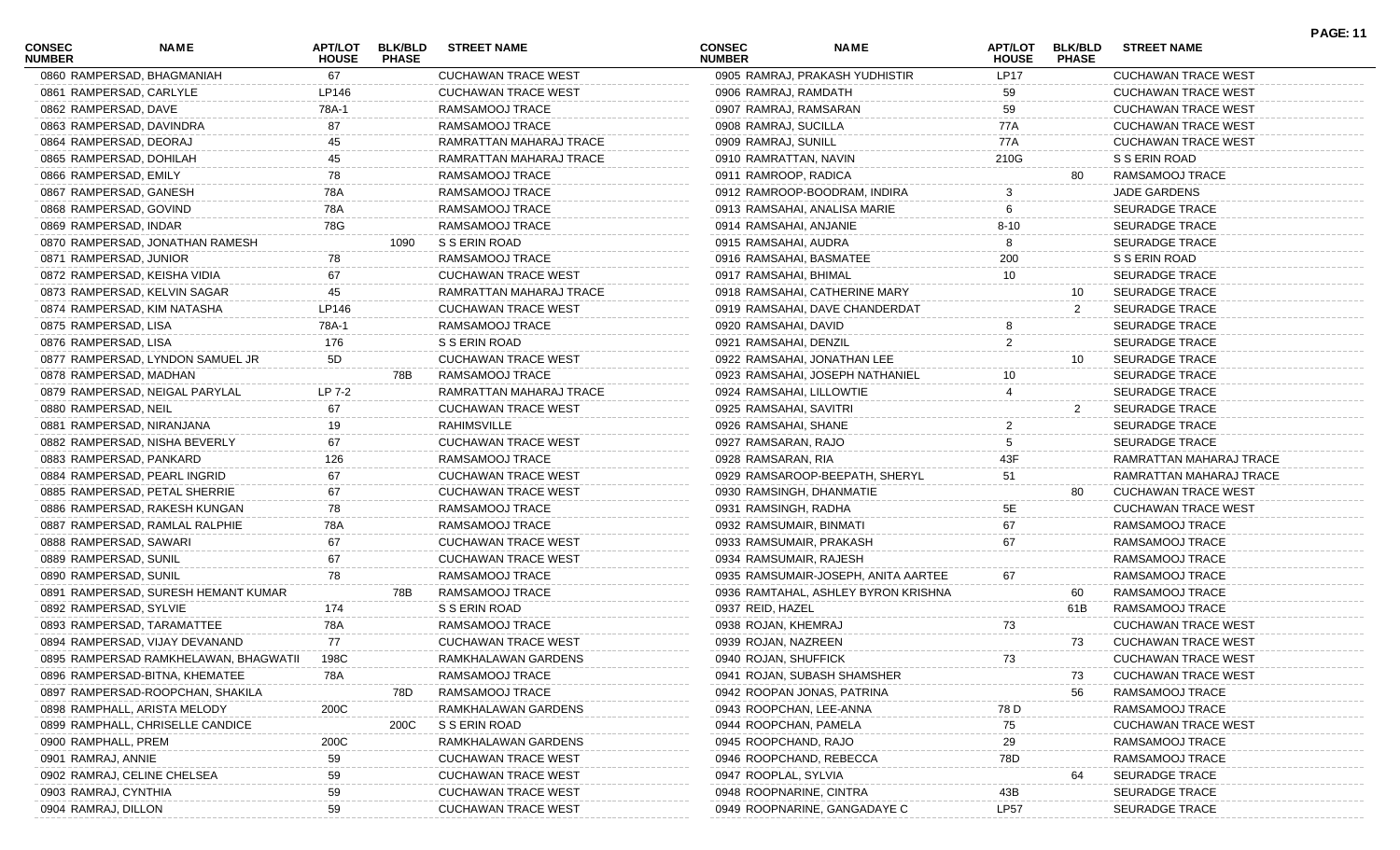| CONSEC NUMBER | NAME | APT/LOT HOUSE | BLK/BLD PHASE | STREET NAME |
|---|---|---|---|---|
| 0860 | RAMPERSAD, BHAGMANIAH | 67 | | CUCHAWAN TRACE WEST |
| 0861 | RAMPERSAD, CARLYLE | LP146 | | CUCHAWAN TRACE WEST |
| 0862 | RAMPERSAD, DAVE | 78A-1 | | RAMSAMOOJ TRACE |
| 0863 | RAMPERSAD, DAVINDRA | 87 | | RAMSAMOOJ TRACE |
| 0864 | RAMPERSAD, DEORAJ | 45 | | RAMRATTAN MAHARAJ TRACE |
| 0865 | RAMPERSAD, DOHILAH | 45 | | RAMRATTAN MAHARAJ TRACE |
| 0866 | RAMPERSAD, EMILY | 78 | | RAMSAMOOJ TRACE |
| 0867 | RAMPERSAD, GANESH | 78A | | RAMSAMOOJ TRACE |
| 0868 | RAMPERSAD, GOVIND | 78A | | RAMSAMOOJ TRACE |
| 0869 | RAMPERSAD, INDAR | 78G | | RAMSAMOOJ TRACE |
| 0870 | RAMPERSAD, JONATHAN RAMESH | | 1090 | S S ERIN ROAD |
| 0871 | RAMPERSAD, JUNIOR | 78 | | RAMSAMOOJ TRACE |
| 0872 | RAMPERSAD, KEISHA VIDIA | 67 | | CUCHAWAN TRACE WEST |
| 0873 | RAMPERSAD, KELVIN SAGAR | 45 | | RAMRATTAN MAHARAJ TRACE |
| 0874 | RAMPERSAD, KIM NATASHA | LP146 | | CUCHAWAN TRACE WEST |
| 0875 | RAMPERSAD, LISA | 78A-1 | | RAMSAMOOJ TRACE |
| 0876 | RAMPERSAD, LISA | 176 | | S S ERIN ROAD |
| 0877 | RAMPERSAD, LYNDON SAMUEL JR | 5D | | CUCHAWAN TRACE WEST |
| 0878 | RAMPERSAD, MADHAN | | 78B | RAMSAMOOJ TRACE |
| 0879 | RAMPERSAD, NEIGAL PARYLAL | LP 7-2 | | RAMRATTAN MAHARAJ TRACE |
| 0880 | RAMPERSAD, NEIL | 67 | | CUCHAWAN TRACE WEST |
| 0881 | RAMPERSAD, NIRANJANA | 19 | | RAHIMSVILLE |
| 0882 | RAMPERSAD, NISHA BEVERLY | 67 | | CUCHAWAN TRACE WEST |
| 0883 | RAMPERSAD, PANKARD | 126 | | RAMSAMOOJ TRACE |
| 0884 | RAMPERSAD, PEARL INGRID | 67 | | CUCHAWAN TRACE WEST |
| 0885 | RAMPERSAD, PETAL SHERRIE | 67 | | CUCHAWAN TRACE WEST |
| 0886 | RAMPERSAD, RAKESH KUNGAN | 78 | | RAMSAMOOJ TRACE |
| 0887 | RAMPERSAD, RAMLAL RALPHIE | 78A | | RAMSAMOOJ TRACE |
| 0888 | RAMPERSAD, SAWARI | 67 | | CUCHAWAN TRACE WEST |
| 0889 | RAMPERSAD, SUNIL | 67 | | CUCHAWAN TRACE WEST |
| 0890 | RAMPERSAD, SUNIL | 78 | | RAMSAMOOJ TRACE |
| 0891 | RAMPERSAD, SURESH HEMANT KUMAR | | 78B | RAMSAMOOJ TRACE |
| 0892 | RAMPERSAD, SYLVIE | 174 | | S S ERIN ROAD |
| 0893 | RAMPERSAD, TARAMATTEE | 78A | | RAMSAMOOJ TRACE |
| 0894 | RAMPERSAD, VIJAY DEVANAND | 77 | | CUCHAWAN TRACE WEST |
| 0895 | RAMPERSAD RAMKHELAWAN, BHAGWATII | 198C | | RAMKHALAWAN GARDENS |
| 0896 | RAMPERSAD-BITNA, KHEMATEE | 78A | | RAMSAMOOJ TRACE |
| 0897 | RAMPERSAD-ROOPCHAN, SHAKILA | | 78D | RAMSAMOOJ TRACE |
| 0898 | RAMPHALL, ARISTA MELODY | 200C | | RAMKHALAWAN GARDENS |
| 0899 | RAMPHALL, CHRISELLE CANDICE | | 200C | S S ERIN ROAD |
| 0900 | RAMPHALL, PREM | 200C | | RAMKHALAWAN GARDENS |
| 0901 | RAMRAJ, ANNIE | 59 | | CUCHAWAN TRACE WEST |
| 0902 | RAMRAJ, CELINE CHELSEA | 59 | | CUCHAWAN TRACE WEST |
| 0903 | RAMRAJ, CYNTHIA | 59 | | CUCHAWAN TRACE WEST |
| 0904 | RAMRAJ, DILLON | 59 | | CUCHAWAN TRACE WEST |
| 0905 | RAMRAJ, PRAKASH YUDHISTIR | LP17 | | CUCHAWAN TRACE WEST |
| 0906 | RAMRAJ, RAMDATH | 59 | | CUCHAWAN TRACE WEST |
| 0907 | RAMRAJ, RAMSARAN | 59 | | CUCHAWAN TRACE WEST |
| 0908 | RAMRAJ, SUCILLA | 77A | | CUCHAWAN TRACE WEST |
| 0909 | RAMRAJ, SUNILL | 77A | | CUCHAWAN TRACE WEST |
| 0910 | RAMRATTAN, NAVIN | 210G | | S S ERIN ROAD |
| 0911 | RAMROOP, RADICA | | 80 | RAMSAMOOJ TRACE |
| 0912 | RAMROOP-BOODRAM, INDIRA | 3 | | JADE GARDENS |
| 0913 | RAMSAHAI, ANALISA MARIE | 6 | | SEURADGE TRACE |
| 0914 | RAMSAHAI, ANJANIE | 8-10 | | SEURADGE TRACE |
| 0915 | RAMSAHAI, AUDRA | 8 | | SEURADGE TRACE |
| 0916 | RAMSAHAI, BASMATEE | 200 | | S S ERIN ROAD |
| 0917 | RAMSAHAI, BHIMAL | 10 | | SEURADGE TRACE |
| 0918 | RAMSAHAI, CATHERINE MARY | | 10 | SEURADGE TRACE |
| 0919 | RAMSAHAI, DAVE CHANDERDAT | | 2 | SEURADGE TRACE |
| 0920 | RAMSAHAI, DAVID | 8 | | SEURADGE TRACE |
| 0921 | RAMSAHAI, DENZIL | 2 | | SEURADGE TRACE |
| 0922 | RAMSAHAI, JONATHAN LEE | | 10 | SEURADGE TRACE |
| 0923 | RAMSAHAI, JOSEPH NATHANIEL | 10 | | SEURADGE TRACE |
| 0924 | RAMSAHAI, LILLOWTIE | 4 | | SEURADGE TRACE |
| 0925 | RAMSAHAI, SAVITRI | | 2 | SEURADGE TRACE |
| 0926 | RAMSAHAI, SHANE | 2 | | SEURADGE TRACE |
| 0927 | RAMSARAN, RAJO | 5 | | SEURADGE TRACE |
| 0928 | RAMSARAN, RIA | 43F | | RAMRATTAN MAHARAJ TRACE |
| 0929 | RAMSAROOP-BEEPATH, SHERYL | 51 | | RAMRATTAN MAHARAJ TRACE |
| 0930 | RAMSINGH, DHANMATIE | | 80 | CUCHAWAN TRACE WEST |
| 0931 | RAMSINGH, RADHA | 5E | | CUCHAWAN TRACE WEST |
| 0932 | RAMSUMAIR, BINMATI | 67 | | RAMSAMOOJ TRACE |
| 0933 | RAMSUMAIR, PRAKASH | 67 | | RAMSAMOOJ TRACE |
| 0934 | RAMSUMAIR, RAJESH | | | RAMSAMOOJ TRACE |
| 0935 | RAMSUMAIR-JOSEPH, ANITA AARTEE | 67 | | RAMSAMOOJ TRACE |
| 0936 | RAMTAHAL, ASHLEY BYRON KRISHNA | | 60 | RAMSAMOOJ TRACE |
| 0937 | REID, HAZEL | | 61B | RAMSAMOOJ TRACE |
| 0938 | ROJAN, KHEMRAJ | 73 | | CUCHAWAN TRACE WEST |
| 0939 | ROJAN, NAZREEN | | 73 | CUCHAWAN TRACE WEST |
| 0940 | ROJAN, SHUFFICK | 73 | | CUCHAWAN TRACE WEST |
| 0941 | ROJAN, SUBASH SHAMSHER | | 73 | CUCHAWAN TRACE WEST |
| 0942 | ROOPAN JONAS, PATRINA | | 56 | RAMSAMOOJ TRACE |
| 0943 | ROOPCHAN, LEE-ANNA | 78 D | | RAMSAMOOJ TRACE |
| 0944 | ROOPCHAN, PAMELA | 75 | | CUCHAWAN TRACE WEST |
| 0945 | ROOPCHAND, RAJO | 29 | | RAMSAMOOJ TRACE |
| 0946 | ROOPCHAND, REBECCA | 78D | | RAMSAMOOJ TRACE |
| 0947 | ROOPLAL, SYLVIA | | 64 | SEURADGE TRACE |
| 0948 | ROOPNARINE, CINTRA | 43B | | SEURADGE TRACE |
| 0949 | ROOPNARINE, GANGADAYE C | LP57 | | SEURADGE TRACE |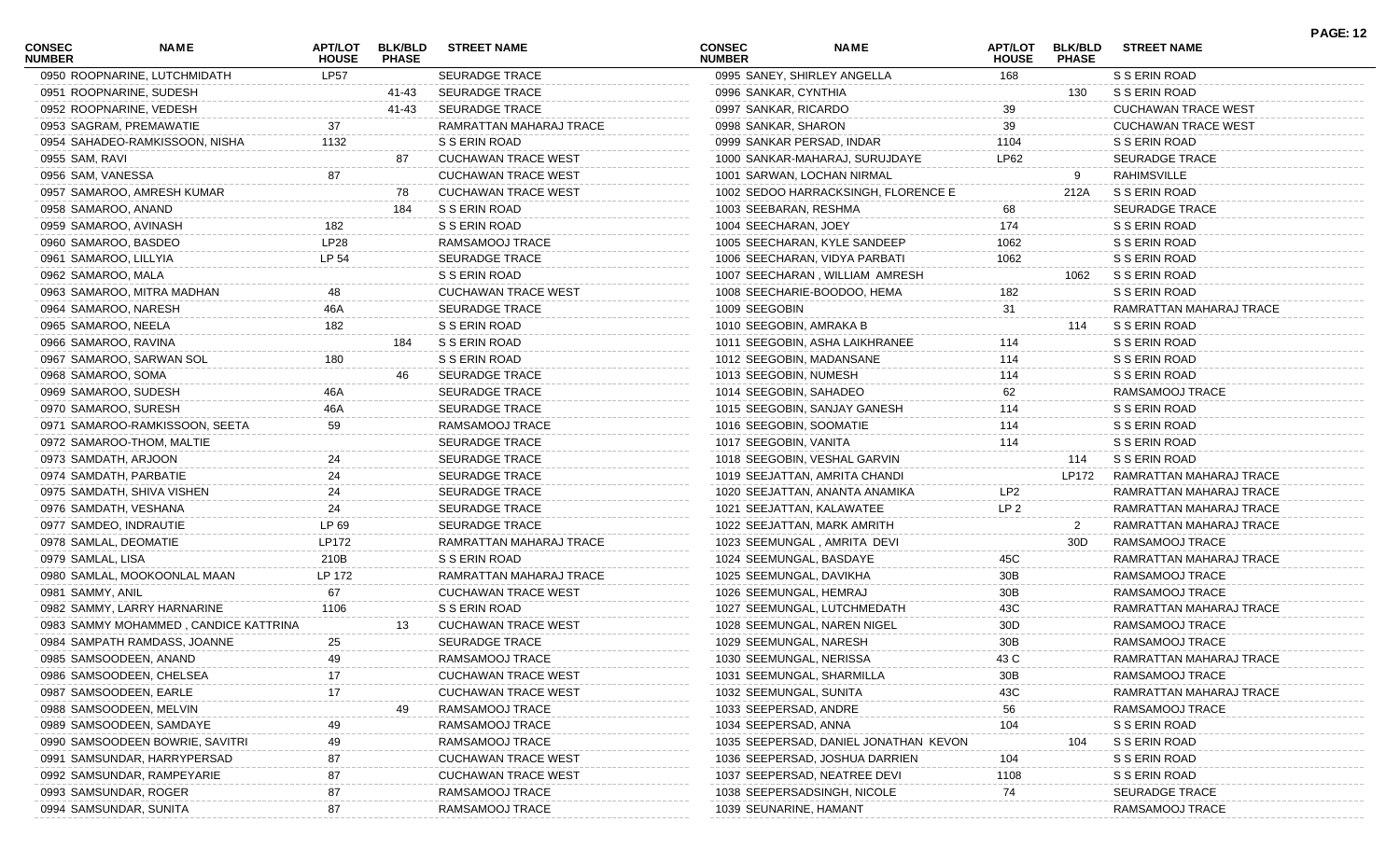| CONSEC NUMBER | NAME | APT/LOT HOUSE | BLK/BLD PHASE | STREET NAME |
|---|---|---|---|---|
| 0950 | ROOPNARINE, LUTCHMIDATH | LP57 | | SEURADGE TRACE |
| 0951 | ROOPNARINE, SUDESH | | 41-43 | SEURADGE TRACE |
| 0952 | ROOPNARINE, VEDESH | | 41-43 | SEURADGE TRACE |
| 0953 | SAGRAM, PREMAWATIE | 37 | | RAMRATTAN MAHARAJ TRACE |
| 0954 | SAHADEO-RAMKISSOON, NISHA | 1132 | | S S ERIN ROAD |
| 0955 | SAM, RAVI | | 87 | CUCHAWAN TRACE WEST |
| 0956 | SAM, VANESSA | 87 | | CUCHAWAN TRACE WEST |
| 0957 | SAMAROO, AMRESH KUMAR | | 78 | CUCHAWAN TRACE WEST |
| 0958 | SAMAROO, ANAND | | 184 | S S ERIN ROAD |
| 0959 | SAMAROO, AVINASH | 182 | | S S ERIN ROAD |
| 0960 | SAMAROO, BASDEO | LP28 | | RAMSAMOOJ TRACE |
| 0961 | SAMAROO, LILLYIA | LP 54 | | SEURADGE TRACE |
| 0962 | SAMAROO, MALA | | | S S ERIN ROAD |
| 0963 | SAMAROO, MITRA MADHAN | 48 | | CUCHAWAN TRACE WEST |
| 0964 | SAMAROO, NARESH | 46A | | SEURADGE TRACE |
| 0965 | SAMAROO, NEELA | 182 | | S S ERIN ROAD |
| 0966 | SAMAROO, RAVINA | | 184 | S S ERIN ROAD |
| 0967 | SAMAROO, SARWAN SOL | 180 | | S S ERIN ROAD |
| 0968 | SAMAROO, SOMA | | 46 | SEURADGE TRACE |
| 0969 | SAMAROO, SUDESH | 46A | | SEURADGE TRACE |
| 0970 | SAMAROO, SURESH | 46A | | SEURADGE TRACE |
| 0971 | SAMAROO-RAMKISSOON, SEETA | 59 | | RAMSAMOOJ TRACE |
| 0972 | SAMAROO-THOM, MALTIE | | | SEURADGE TRACE |
| 0973 | SAMDATH, ARJOON | 24 | | SEURADGE TRACE |
| 0974 | SAMDATH, PARBATIE | 24 | | SEURADGE TRACE |
| 0975 | SAMDATH, SHIVA VISHEN | 24 | | SEURADGE TRACE |
| 0976 | SAMDATH, VESHANA | 24 | | SEURADGE TRACE |
| 0977 | SAMDEO, INDRAUTIE | LP 69 | | SEURADGE TRACE |
| 0978 | SAMLAL, DEOMATIE | LP172 | | RAMRATTAN MAHARAJ TRACE |
| 0979 | SAMLAL, LISA | 210B | | S S ERIN ROAD |
| 0980 | SAMLAL, MOOKOONLAL MAAN | LP 172 | | RAMRATTAN MAHARAJ TRACE |
| 0981 | SAMMY, ANIL | 67 | | CUCHAWAN TRACE WEST |
| 0982 | SAMMY, LARRY HARNARINE | 1106 | | S S ERIN ROAD |
| 0983 | SAMMY MOHAMMED , CANDICE KATTRINA | | 13 | CUCHAWAN TRACE WEST |
| 0984 | SAMPATH RAMDASS, JOANNE | 25 | | SEURADGE TRACE |
| 0985 | SAMSOODEEN, ANAND | 49 | | RAMSAMOOJ TRACE |
| 0986 | SAMSOODEEN, CHELSEA | 17 | | CUCHAWAN TRACE WEST |
| 0987 | SAMSOODEEN, EARLE | 17 | | CUCHAWAN TRACE WEST |
| 0988 | SAMSOODEEN, MELVIN | | 49 | RAMSAMOOJ TRACE |
| 0989 | SAMSOODEEN, SAMDAYE | 49 | | RAMSAMOOJ TRACE |
| 0990 | SAMSOODEEN BOWRIE, SAVITRI | 49 | | RAMSAMOOJ TRACE |
| 0991 | SAMSUNDAR, HARRYPERSAD | 87 | | CUCHAWAN TRACE WEST |
| 0992 | SAMSUNDAR, RAMPEYARIE | 87 | | CUCHAWAN TRACE WEST |
| 0993 | SAMSUNDAR, ROGER | 87 | | RAMSAMOOJ TRACE |
| 0994 | SAMSUNDAR, SUNITA | 87 | | RAMSAMOOJ TRACE |
| 0995 | SANEY, SHIRLEY ANGELLA | 168 | | S S ERIN ROAD |
| 0996 | SANKAR, CYNTHIA | | 130 | S S ERIN ROAD |
| 0997 | SANKAR, RICARDO | 39 | | CUCHAWAN TRACE WEST |
| 0998 | SANKAR, SHARON | 39 | | CUCHAWAN TRACE WEST |
| 0999 | SANKAR PERSAD, INDAR | 1104 | | S S ERIN ROAD |
| 1000 | SANKAR-MAHARAJ, SURUJDAYE | LP62 | | SEURADGE TRACE |
| 1001 | SARWAN, LOCHAN NIRMAL | | 9 | RAHIMSVILLE |
| 1002 | SEDOO HARRACKSINGH, FLORENCE E | | 212A | S S ERIN ROAD |
| 1003 | SEEBARAN, RESHMA | 68 | | SEURADGE TRACE |
| 1004 | SEECHARAN, JOEY | 174 | | S S ERIN ROAD |
| 1005 | SEECHARAN, KYLE SANDEEP | 1062 | | S S ERIN ROAD |
| 1006 | SEECHARAN, VIDYA PARBATI | 1062 | | S S ERIN ROAD |
| 1007 | SEECHARAN , WILLIAM AMRESH | | 1062 | S S ERIN ROAD |
| 1008 | SEECHARIE-BOODOO, HEMA | 182 | | S S ERIN ROAD |
| 1009 | SEEGOBIN | 31 | | RAMRATTAN MAHARAJ TRACE |
| 1010 | SEEGOBIN, AMRAKA B | | 114 | S S ERIN ROAD |
| 1011 | SEEGOBIN, ASHA LAIKHRANEE | 114 | | S S ERIN ROAD |
| 1012 | SEEGOBIN, MADANSANE | 114 | | S S ERIN ROAD |
| 1013 | SEEGOBIN, NUMESH | 114 | | S S ERIN ROAD |
| 1014 | SEEGOBIN, SAHADEO | 62 | | RAMSAMOOJ TRACE |
| 1015 | SEEGOBIN, SANJAY GANESH | 114 | | S S ERIN ROAD |
| 1016 | SEEGOBIN, SOOMATIE | 114 | | S S ERIN ROAD |
| 1017 | SEEGOBIN, VANITA | 114 | | S S ERIN ROAD |
| 1018 | SEEGOBIN, VESHAL GARVIN | | 114 | S S ERIN ROAD |
| 1019 | SEEJATTAN, AMRITA CHANDI | | LP172 | RAMRATTAN MAHARAJ TRACE |
| 1020 | SEEJATTAN, ANANTA ANAMIKA | LP2 | | RAMRATTAN MAHARAJ TRACE |
| 1021 | SEEJATTAN, KALAWATEE | LP 2 | | RAMRATTAN MAHARAJ TRACE |
| 1022 | SEEJATTAN, MARK AMRITH | | 2 | RAMRATTAN MAHARAJ TRACE |
| 1023 | SEEMUNGAL , AMRITA DEVI | | 30D | RAMSAMOOJ TRACE |
| 1024 | SEEMUNGAL, BASDAYE | 45C | | RAMRATTAN MAHARAJ TRACE |
| 1025 | SEEMUNGAL, DAVIKHA | 30B | | RAMSAMOOJ TRACE |
| 1026 | SEEMUNGAL, HEMRAJ | 30B | | RAMSAMOOJ TRACE |
| 1027 | SEEMUNGAL, LUTCHMEDATH | 43C | | RAMRATTAN MAHARAJ TRACE |
| 1028 | SEEMUNGAL, NAREN NIGEL | 30D | | RAMSAMOOJ TRACE |
| 1029 | SEEMUNGAL, NARESH | 30B | | RAMSAMOOJ TRACE |
| 1030 | SEEMUNGAL, NERISSA | 43 C | | RAMRATTAN MAHARAJ TRACE |
| 1031 | SEEMUNGAL, SHARMILLA | 30B | | RAMSAMOOJ TRACE |
| 1032 | SEEMUNGAL, SUNITA | 43C | | RAMRATTAN MAHARAJ TRACE |
| 1033 | SEEPERSAD, ANDRE | 56 | | RAMSAMOOJ TRACE |
| 1034 | SEEPERSAD, ANNA | 104 | | S S ERIN ROAD |
| 1035 | SEEPERSAD, DANIEL JONATHAN KEVON | | 104 | S S ERIN ROAD |
| 1036 | SEEPERSAD, JOSHUA DARRIEN | 104 | | S S ERIN ROAD |
| 1037 | SEEPERSAD, NEATREE DEVI | 1108 | | S S ERIN ROAD |
| 1038 | SEEPERSADSINGH, NICOLE | 74 | | SEURADGE TRACE |
| 1039 | SEUNARINE, HAMANT | | | RAMSAMOOJ TRACE |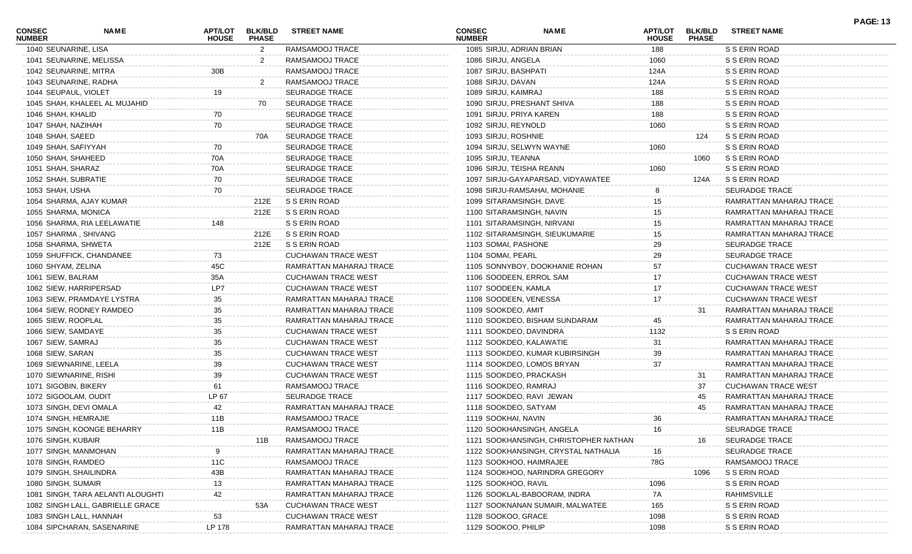| CONSEC NUMBER | NAME | APT/LOT HOUSE | BLK/BLD PHASE | STREET NAME |
|---|---|---|---|---|
| 1040 | SEUNARINE, LISA | | 2 | RAMSAMOOJ TRACE |
| 1041 | SEUNARINE, MELISSA | | 2 | RAMSAMOOJ TRACE |
| 1042 | SEUNARINE, MITRA | 30B | | RAMSAMOOJ TRACE |
| 1043 | SEUNARINE, RADHA | | 2 | RAMSAMOOJ TRACE |
| 1044 | SEUPAUL, VIOLET | 19 | | SEURADGE TRACE |
| 1045 | SHAH, KHALEEL AL MUJAHID | | 70 | SEURADGE TRACE |
| 1046 | SHAH, KHALID | 70 | | SEURADGE TRACE |
| 1047 | SHAH, NAZIHAH | 70 | | SEURADGE TRACE |
| 1048 | SHAH, SAEED | | 70A | SEURADGE TRACE |
| 1049 | SHAH, SAFIYYAH | 70 | | SEURADGE TRACE |
| 1050 | SHAH, SHAHEED | 70A | | SEURADGE TRACE |
| 1051 | SHAH, SHARAZ | 70A | | SEURADGE TRACE |
| 1052 | SHAH, SUBRATIE | 70 | | SEURADGE TRACE |
| 1053 | SHAH, USHA | 70 | | SEURADGE TRACE |
| 1054 | SHARMA, AJAY KUMAR | | 212E | S S ERIN ROAD |
| 1055 | SHARMA, MONICA | | 212E | S S ERIN ROAD |
| 1056 | SHARMA, RIA LEELAWATIE | 148 | | S S ERIN ROAD |
| 1057 | SHARMA , SHIVANG | | 212E | S S ERIN ROAD |
| 1058 | SHARMA, SHWETA | | 212E | S S ERIN ROAD |
| 1059 | SHUFFICK, CHANDANEE | 73 | | CUCHAWAN TRACE WEST |
| 1060 | SHYAM, ZELINA | 45C | | RAMRATTAN MAHARAJ TRACE |
| 1061 | SIEW, BALRAM | 35A | | CUCHAWAN TRACE WEST |
| 1062 | SIEW, HARRIPERSAD | LP7 | | CUCHAWAN TRACE WEST |
| 1063 | SIEW, PRAMDAYE LYSTRA | 35 | | RAMRATTAN MAHARAJ TRACE |
| 1064 | SIEW, RODNEY RAMDEO | 35 | | RAMRATTAN MAHARAJ TRACE |
| 1065 | SIEW, ROOPLAL | 35 | | RAMRATTAN MAHARAJ TRACE |
| 1066 | SIEW, SAMDAYE | 35 | | CUCHAWAN TRACE WEST |
| 1067 | SIEW, SAMRAJ | 35 | | CUCHAWAN TRACE WEST |
| 1068 | SIEW, SARAN | 35 | | CUCHAWAN TRACE WEST |
| 1069 | SIEWNARINE, LEELA | 39 | | CUCHAWAN TRACE WEST |
| 1070 | SIEWNARINE, RISHI | 39 | | CUCHAWAN TRACE WEST |
| 1071 | SIGOBIN, BIKERY | 61 | | RAMSAMOOJ TRACE |
| 1072 | SIGOOLAM, OUDIT | LP 67 | | SEURADGE TRACE |
| 1073 | SINGH, DEVI OMALA | 42 | | RAMRATTAN MAHARAJ TRACE |
| 1074 | SINGH, HEMRAJIE | 11B | | RAMSAMOOJ TRACE |
| 1075 | SINGH, KOONGE BEHARRY | 11B | | RAMSAMOOJ TRACE |
| 1076 | SINGH, KUBAIR | | 11B | RAMSAMOOJ TRACE |
| 1077 | SINGH, MANMOHAN | 9 | | RAMRATTAN MAHARAJ TRACE |
| 1078 | SINGH, RAMDEO | 11C | | RAMSAMOOJ TRACE |
| 1079 | SINGH, SHAILINDRA | 43B | | RAMRATTAN MAHARAJ TRACE |
| 1080 | SINGH, SUMAIR | 13 | | RAMRATTAN MAHARAJ TRACE |
| 1081 | SINGH, TARA AELANTI ALOUGHTI | 42 | | RAMRATTAN MAHARAJ TRACE |
| 1082 | SINGH LALL, GABRIELLE GRACE | | 53A | CUCHAWAN TRACE WEST |
| 1083 | SINGH LALL, HANNAH | 53 | | CUCHAWAN TRACE WEST |
| 1084 | SIPCHARAN, SASENARINE | LP 178 | | RAMRATTAN MAHARAJ TRACE |
| 1085 | SIRJU, ADRIAN BRIAN | 188 | | S S ERIN ROAD |
| 1086 | SIRJU, ANGELA | 1060 | | S S ERIN ROAD |
| 1087 | SIRJU, BASHPATI | 124A | | S S ERIN ROAD |
| 1088 | SIRJU, DAVAN | 124A | | S S ERIN ROAD |
| 1089 | SIRJU, KAIMRAJ | 188 | | S S ERIN ROAD |
| 1090 | SIRJU, PRESHANT SHIVA | 188 | | S S ERIN ROAD |
| 1091 | SIRJU, PRIYA KAREN | 188 | | S S ERIN ROAD |
| 1092 | SIRJU, REYNOLD | 1060 | | S S ERIN ROAD |
| 1093 | SIRJU, ROSHNIE | | 124 | S S ERIN ROAD |
| 1094 | SIRJU, SELWYN WAYNE | 1060 | | S S ERIN ROAD |
| 1095 | SIRJU, TEANNA | | 1060 | S S ERIN ROAD |
| 1096 | SIRJU, TEISHA REANN | 1060 | | S S ERIN ROAD |
| 1097 | SIRJU-GAYAPARSAD, VIDYAWATEE | | 124A | S S ERIN ROAD |
| 1098 | SIRJU-RAMSAHAI, MOHANIE | 8 | | SEURADGE TRACE |
| 1099 | SITARAMSINGH, DAVE | 15 | | RAMRATTAN MAHARAJ TRACE |
| 1100 | SITARAMSINGH, NAVIN | 15 | | RAMRATTAN MAHARAJ TRACE |
| 1101 | SITARAMSINGH, NIRVANI | 15 | | RAMRATTAN MAHARAJ TRACE |
| 1102 | SITARAMSINGH, SIEUKUMARIE | 15 | | RAMRATTAN MAHARAJ TRACE |
| 1103 | SOMAI, PASHONE | 29 | | SEURADGE TRACE |
| 1104 | SOMAI, PEARL | 29 | | SEURADGE TRACE |
| 1105 | SONNYBOY, DOOKHANIE ROHAN | 57 | | CUCHAWAN TRACE WEST |
| 1106 | SOODEEN, ERROL SAM | 17 | | CUCHAWAN TRACE WEST |
| 1107 | SOODEEN, KAMLA | 17 | | CUCHAWAN TRACE WEST |
| 1108 | SOODEEN, VENESSA | 17 | | CUCHAWAN TRACE WEST |
| 1109 | SOOKDEO, AMIT | | 31 | RAMRATTAN MAHARAJ TRACE |
| 1110 | SOOKDEO, BISHAM SUNDARAM | 45 | | RAMRATTAN MAHARAJ TRACE |
| 1111 | SOOKDEO, DAVINDRA | 1132 | | S S ERIN ROAD |
| 1112 | SOOKDEO, KALAWATIE | 31 | | RAMRATTAN MAHARAJ TRACE |
| 1113 | SOOKDEO, KUMAR KUBIRSINGH | 39 | | RAMRATTAN MAHARAJ TRACE |
| 1114 | SOOKDEO, LOMOS BRYAN | 37 | | RAMRATTAN MAHARAJ TRACE |
| 1115 | SOOKDEO, PRACKASH | | 31 | RAMRATTAN MAHARAJ TRACE |
| 1116 | SOOKDEO, RAMRAJ | | 37 | CUCHAWAN TRACE WEST |
| 1117 | SOOKDEO, RAVI JEWAN | | 45 | RAMRATTAN MAHARAJ TRACE |
| 1118 | SOOKDEO, SATYAM | | 45 | RAMRATTAN MAHARAJ TRACE |
| 1119 | SOOKHAI, NAVIN | 36 | | RAMRATTAN MAHARAJ TRACE |
| 1120 | SOOKHANSINGH, ANGELA | 16 | | SEURADGE TRACE |
| 1121 | SOOKHANSINGH, CHRISTOPHER NATHAN | | 16 | SEURADGE TRACE |
| 1122 | SOOKHANSINGH, CRYSTAL NATHALIA | 16 | | SEURADGE TRACE |
| 1123 | SOOKHOO, HAIMRAJEE | 78G | | RAMSAMOOJ TRACE |
| 1124 | SOOKHOO, NARINDRA GREGORY | | 1096 | S S ERIN ROAD |
| 1125 | SOOKHOO, RAVIL | 1096 | | S S ERIN ROAD |
| 1126 | SOOKLAL-BABOORAM, INDRA | 7A | | RAHIMSVILLE |
| 1127 | SOOKNANAN SUMAIR, MALWATEE | 165 | | S S ERIN ROAD |
| 1128 | SOOKOO, GRACE | 1098 | | S S ERIN ROAD |
| 1129 | SOOKOO, PHILIP | 1098 | | S S ERIN ROAD |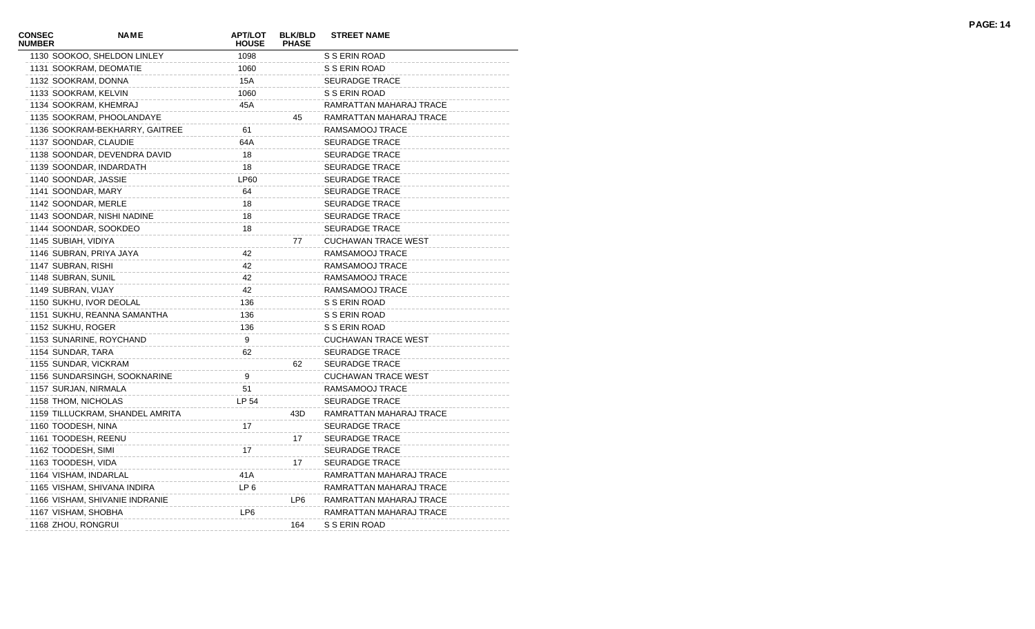| CONSEC NUMBER | NAME | APT/LOT HOUSE | BLK/BLD PHASE | STREET NAME |
|---|---|---|---|---|
| 1130 | SOOKOO, SHELDON LINLEY | 1098 | | S S ERIN ROAD |
| 1131 | SOOKRAM, DEOMATIE | 1060 | | S S ERIN ROAD |
| 1132 | SOOKRAM, DONNA | 15A | | SEURADGE TRACE |
| 1133 | SOOKRAM, KELVIN | 1060 | | S S ERIN ROAD |
| 1134 | SOOKRAM, KHEMRAJ | 45A | | RAMRATTAN MAHARAJ TRACE |
| 1135 | SOOKRAM, PHOOLANDAYE | | 45 | RAMRATTAN MAHARAJ TRACE |
| 1136 | SOOKRAM-BEKHARRY, GAITREE | 61 | | RAMSAMOOJ TRACE |
| 1137 | SOONDAR, CLAUDIE | 64A | | SEURADGE TRACE |
| 1138 | SOONDAR, DEVENDRA DAVID | 18 | | SEURADGE TRACE |
| 1139 | SOONDAR, INDARDATH | 18 | | SEURADGE TRACE |
| 1140 | SOONDAR, JASSIE | LP60 | | SEURADGE TRACE |
| 1141 | SOONDAR, MARY | 64 | | SEURADGE TRACE |
| 1142 | SOONDAR, MERLE | 18 | | SEURADGE TRACE |
| 1143 | SOONDAR, NISHI NADINE | 18 | | SEURADGE TRACE |
| 1144 | SOONDAR, SOOKDEO | 18 | | SEURADGE TRACE |
| 1145 | SUBIAH, VIDIYA | | 77 | CUCHAWAN TRACE WEST |
| 1146 | SUBRAN, PRIYA JAYA | 42 | | RAMSAMOOJ TRACE |
| 1147 | SUBRAN, RISHI | 42 | | RAMSAMOOJ TRACE |
| 1148 | SUBRAN, SUNIL | 42 | | RAMSAMOOJ TRACE |
| 1149 | SUBRAN, VIJAY | 42 | | RAMSAMOOJ TRACE |
| 1150 | SUKHU, IVOR DEOLAL | 136 | | S S ERIN ROAD |
| 1151 | SUKHU, REANNA SAMANTHA | 136 | | S S ERIN ROAD |
| 1152 | SUKHU, ROGER | 136 | | S S ERIN ROAD |
| 1153 | SUNARINE, ROYCHAND | 9 | | CUCHAWAN TRACE WEST |
| 1154 | SUNDAR, TARA | 62 | | SEURADGE TRACE |
| 1155 | SUNDAR, VICKRAM | | 62 | SEURADGE TRACE |
| 1156 | SUNDARSINGH, SOOKNARINE | 9 | | CUCHAWAN TRACE WEST |
| 1157 | SURJAN, NIRMALA | 51 | | RAMSAMOOJ TRACE |
| 1158 | THOM, NICHOLAS | LP 54 | | SEURADGE TRACE |
| 1159 | TILLUCKRAM, SHANDEL AMRITA | | 43D | RAMRATTAN MAHARAJ TRACE |
| 1160 | TOODESH, NINA | 17 | | SEURADGE TRACE |
| 1161 | TOODESH, REENU | | 17 | SEURADGE TRACE |
| 1162 | TOODESH, SIMI | 17 | | SEURADGE TRACE |
| 1163 | TOODESH, VIDA | | 17 | SEURADGE TRACE |
| 1164 | VISHAM, INDARLAL | 41A | | RAMRATTAN MAHARAJ TRACE |
| 1165 | VISHAM, SHIVANA INDIRA | LP 6 | | RAMRATTAN MAHARAJ TRACE |
| 1166 | VISHAM, SHIVANIE INDRANIE | | LP6 | RAMRATTAN MAHARAJ TRACE |
| 1167 | VISHAM, SHOBHA | LP6 | | RAMRATTAN MAHARAJ TRACE |
| 1168 | ZHOU, RONGRUI | | 164 | S S ERIN ROAD |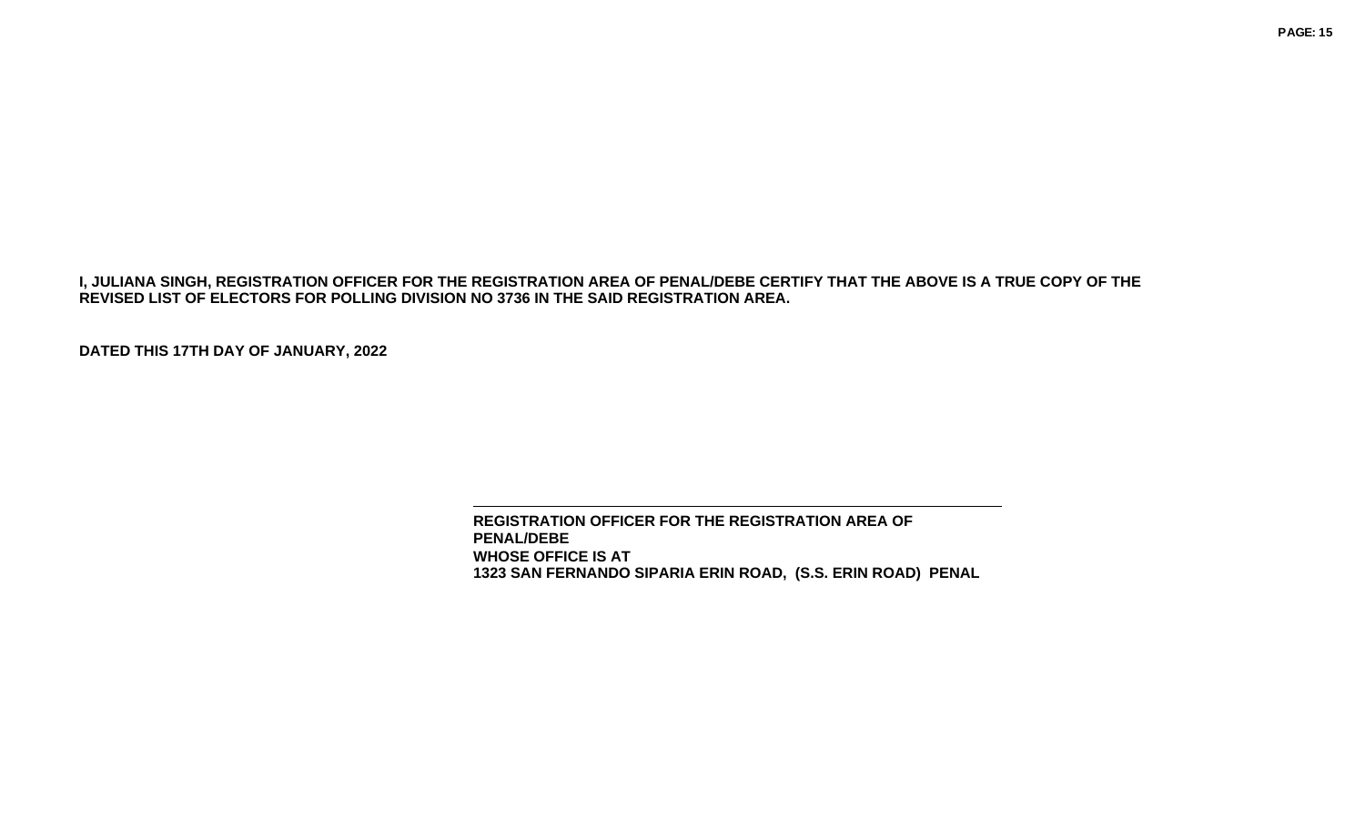**I, JULIANA SINGH, REGISTRATION OFFICER FOR THE REGISTRATION AREA OF PENAL/DEBE CERTIFY THAT THE ABOVE IS A TRUE COPY OF THE REVISED LIST OF ELECTORS FOR POLLING DIVISION NO 3736 IN THE SAID REGISTRATION AREA.**

**DATED THIS 17TH DAY OF JANUARY, 2022**

---

**REGISTRATION OFFICER FOR THE REGISTRATION AREA OF PENAL/DEBE**
**WHOSE OFFICE IS AT**
**1323 SAN FERNANDO SIPARIA ERIN ROAD, (S.S. ERIN ROAD) PENAL**